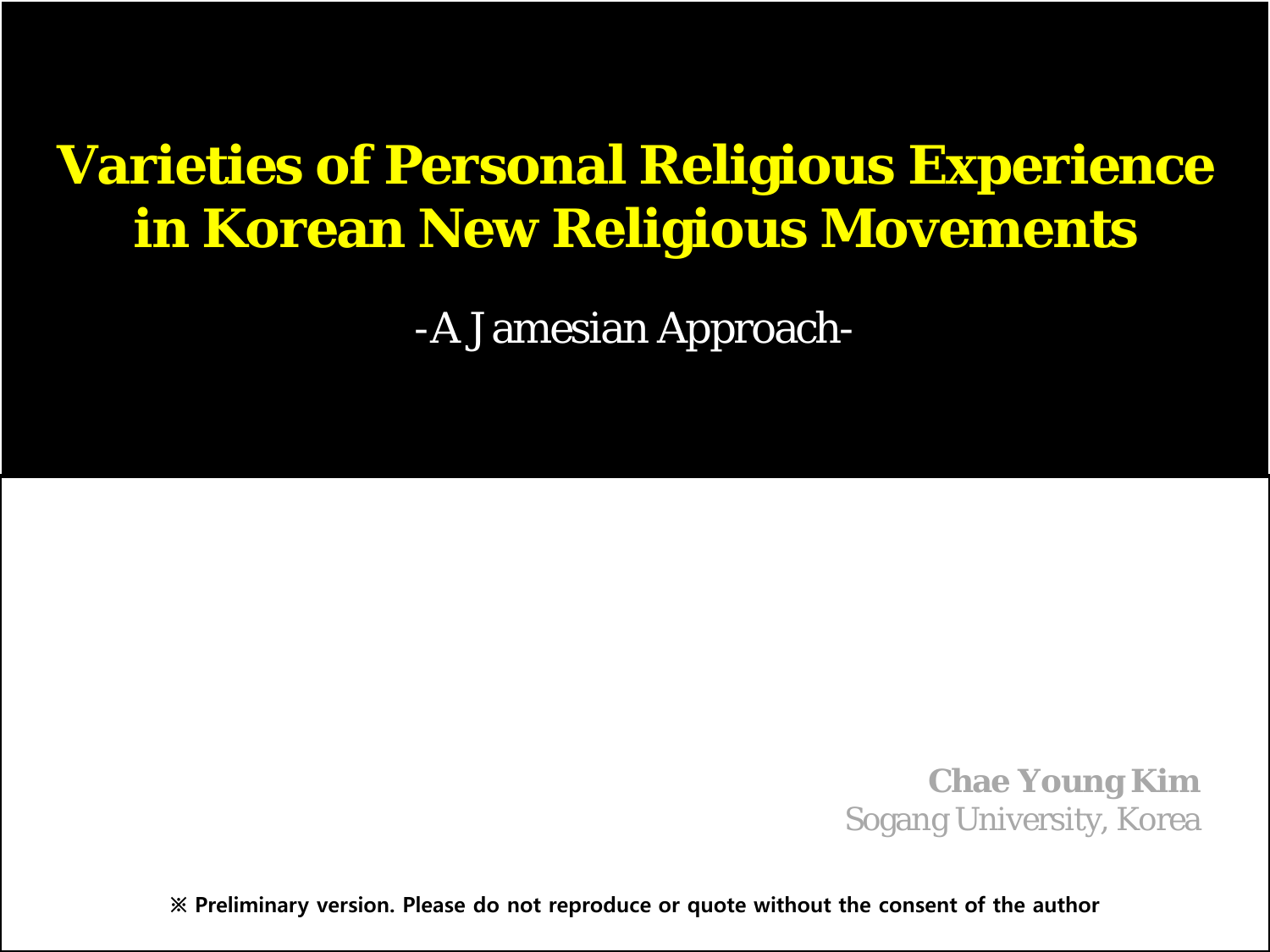# Varieties of Personal Religious Experience in Korean New Religious Movements

-A Jamesian Approach-

**Chae Young Kim**
Sogang University, Korea

※ **Preliminary version. Please do not reproduce or quote without the consent of the author**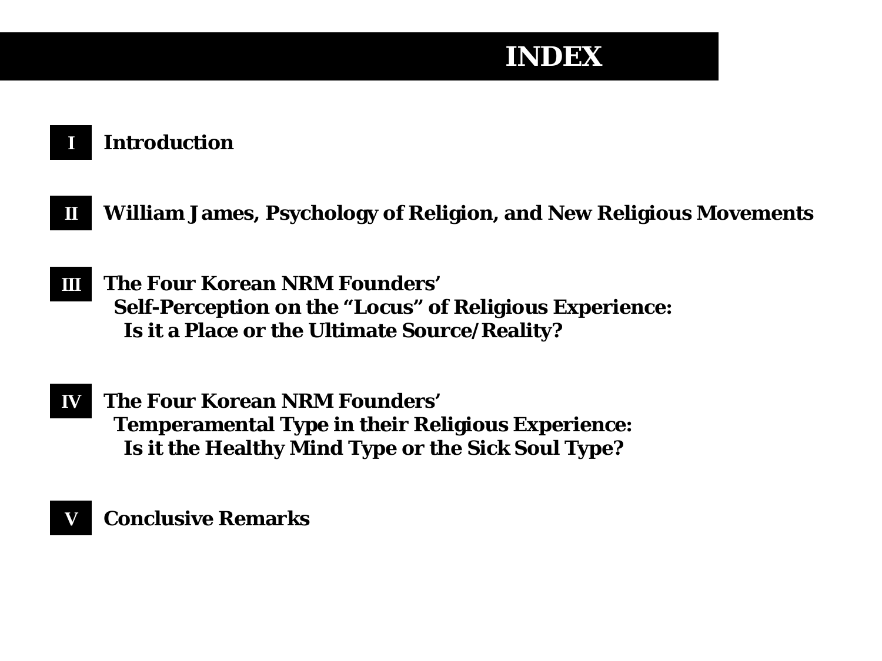# INDEX

**I** **Introduction**

**II** **William James, Psychology of Religion, and New Religious Movements**

**III** **The Four Korean NRM Founders' Self-Perception on the "Locus" of Religious Experience: Is it a Place or the Ultimate Source/Reality?**

**IV** **The Four Korean NRM Founders' Temperamental Type in their Religious Experience: Is it the Healthy Mind Type or the Sick Soul Type?**

**V** **Conclusive Remarks**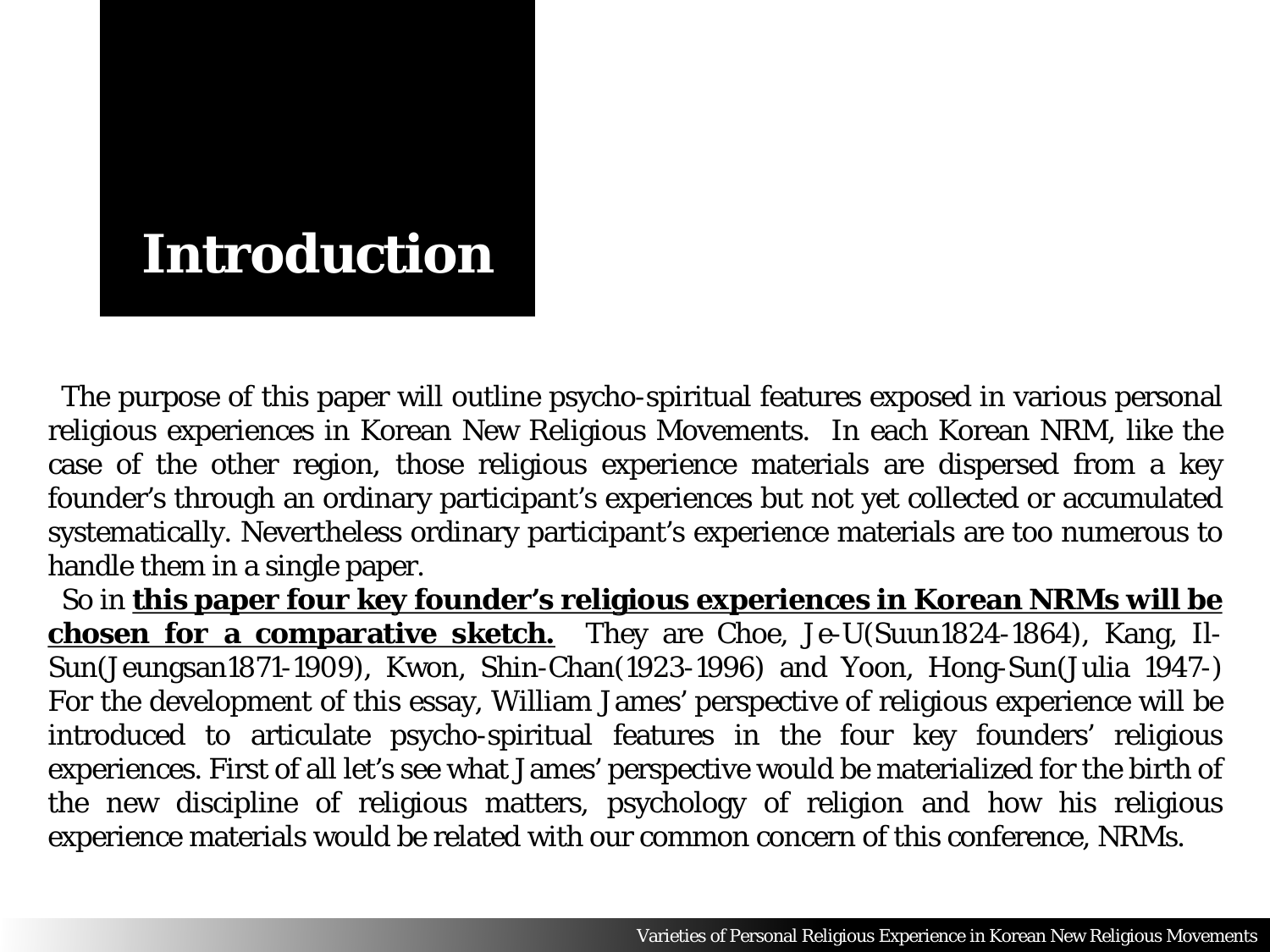# Introduction

The purpose of this paper will outline psycho-spiritual features exposed in various personal religious experiences in Korean New Religious Movements. In each Korean NRM, like the case of the other region, those religious experience materials are dispersed from a key founder's through an ordinary participant's experiences but not yet collected or accumulated systematically. Nevertheless ordinary participant's experience materials are too numerous to handle them in a single paper.

So in **this paper four key founder's religious experiences in Korean NRMs will be chosen for a comparative sketch.** They are Choe, Je-U(Suun1824-1864), Kang, Il-Sun(Jeungsan1871-1909), Kwon, Shin-Chan(1923-1996) and Yoon, Hong-Sun(Julia 1947-) For the development of this essay, William James' perspective of religious experience will be introduced to articulate psycho-spiritual features in the four key founders' religious experiences. First of all let's see what James' perspective would be materialized for the birth of the new discipline of religious matters, psychology of religion and how his religious experience materials would be related with our common concern of this conference, NRMs.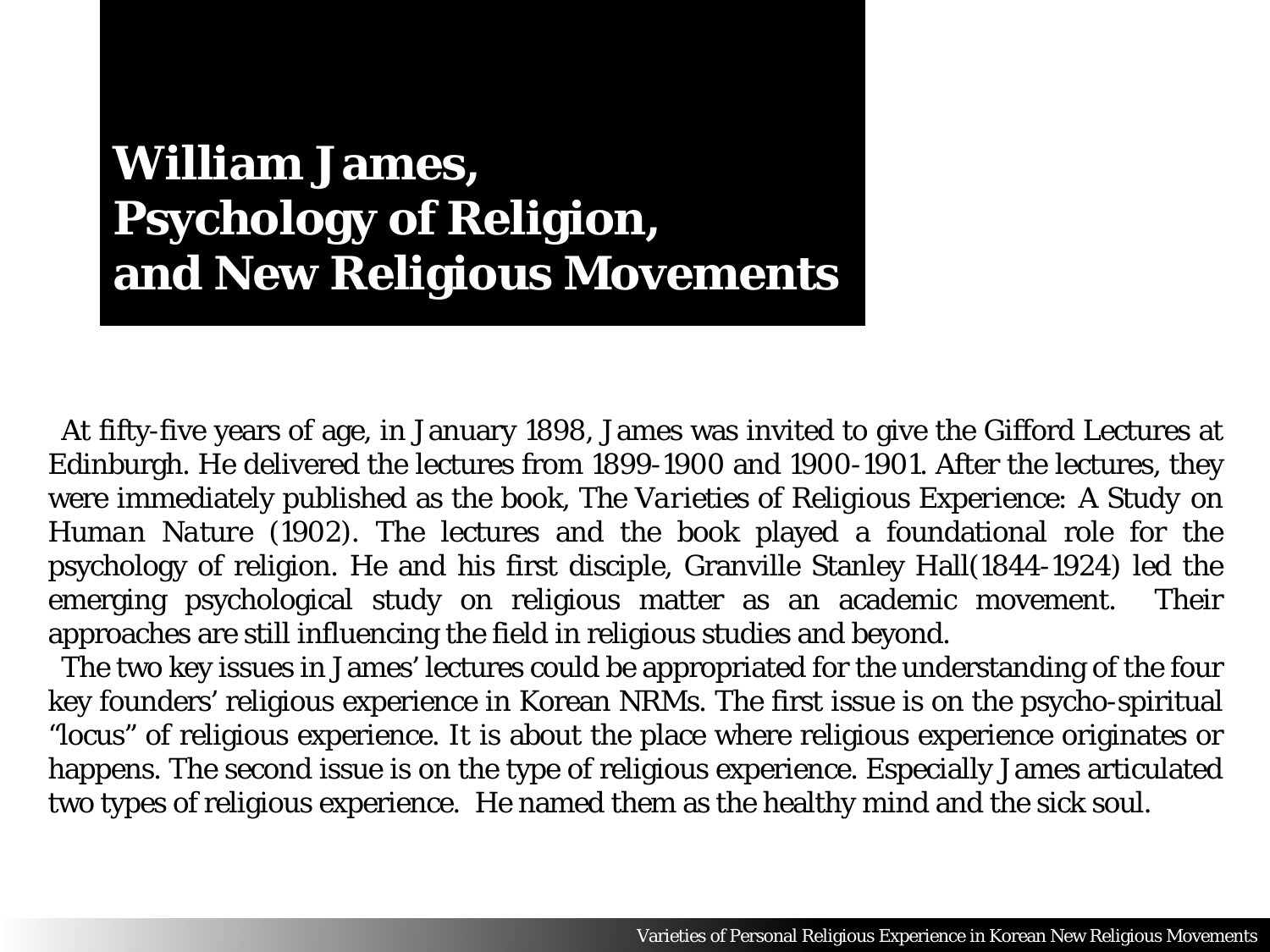# William James, Psychology of Religion, and New Religious Movements

At fifty-five years of age, in January 1898, James was invited to give the Gifford Lectures at Edinburgh. He delivered the lectures from 1899-1900 and 1900-1901. After the lectures, they were immediately published as the book, *The Varieties of Religious Experience: A Study on Human Nature* (1902). The lectures and the book played a foundational role for the psychology of religion. He and his first disciple, Granville Stanley Hall(1844-1924) led the emerging psychological study on religious matter as an academic movement. Their approaches are still influencing the field in religious studies and beyond.

The two key issues in James' lectures could be appropriated for the understanding of the four key founders' religious experience in Korean NRMs. The first issue is on the psycho-spiritual "locus" of religious experience. It is about the place where religious experience originates or happens. The second issue is on the type of religious experience. Especially James articulated two types of religious experience. He named them as the healthy mind and the sick soul.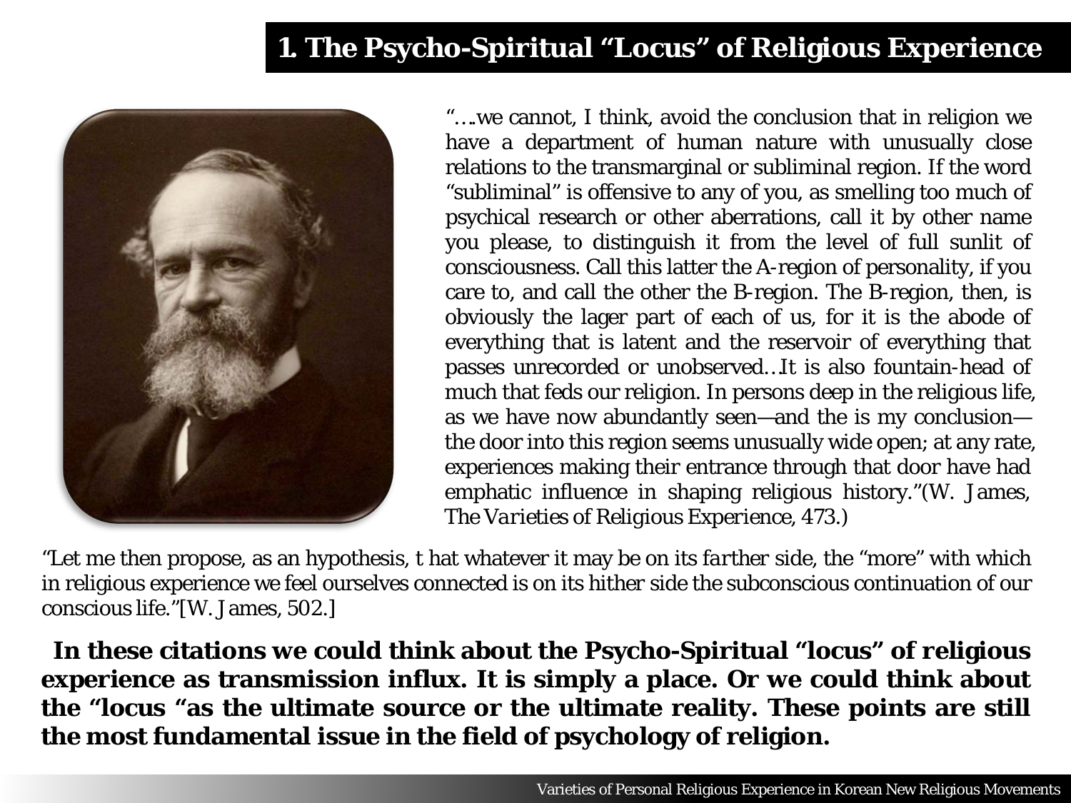# 1. The Psycho-Spiritual "Locus" of Religious Experience

"….we cannot, I think, avoid the conclusion that in religion we have a department of human nature with unusually close relations to the transmarginal or subliminal region. If the word "subliminal" is offensive to any of you, as smelling too much of psychical research or other aberrations, call it by other name you please, to distinguish it from the level of full sunlit of consciousness. Call this latter the A-region of personality, if you care to, and call the other the B-region. The B-region, then, is obviously the lager part of each of us, for it is the abode of everything that is latent and the reservoir of everything that passes unrecorded or unobserved…It is also fountain-head of much that feds our religion. In persons deep in the religious life, as we have now abundantly seen—and the is my conclusion—the door into this region seems unusually wide open; at any rate, experiences making their entrance through that door have had emphatic influence in shaping religious history."(W. James, *The Varieties of Religious Experience*, 473.)

"Let me then propose, as an hypothesis, t hat whatever it may be on its *farther* side, the "more" with which in religious experience we feel ourselves connected is on its hither side the subconscious continuation of our conscious life."[W. James, 502.]

**In these citations we could think about the Psycho-Spiritual "locus" of religious experience as transmission influx. It is simply a place. Or we could think about the "locus "as the ultimate source or the ultimate reality. These points are still the most fundamental issue in the field of psychology of religion.**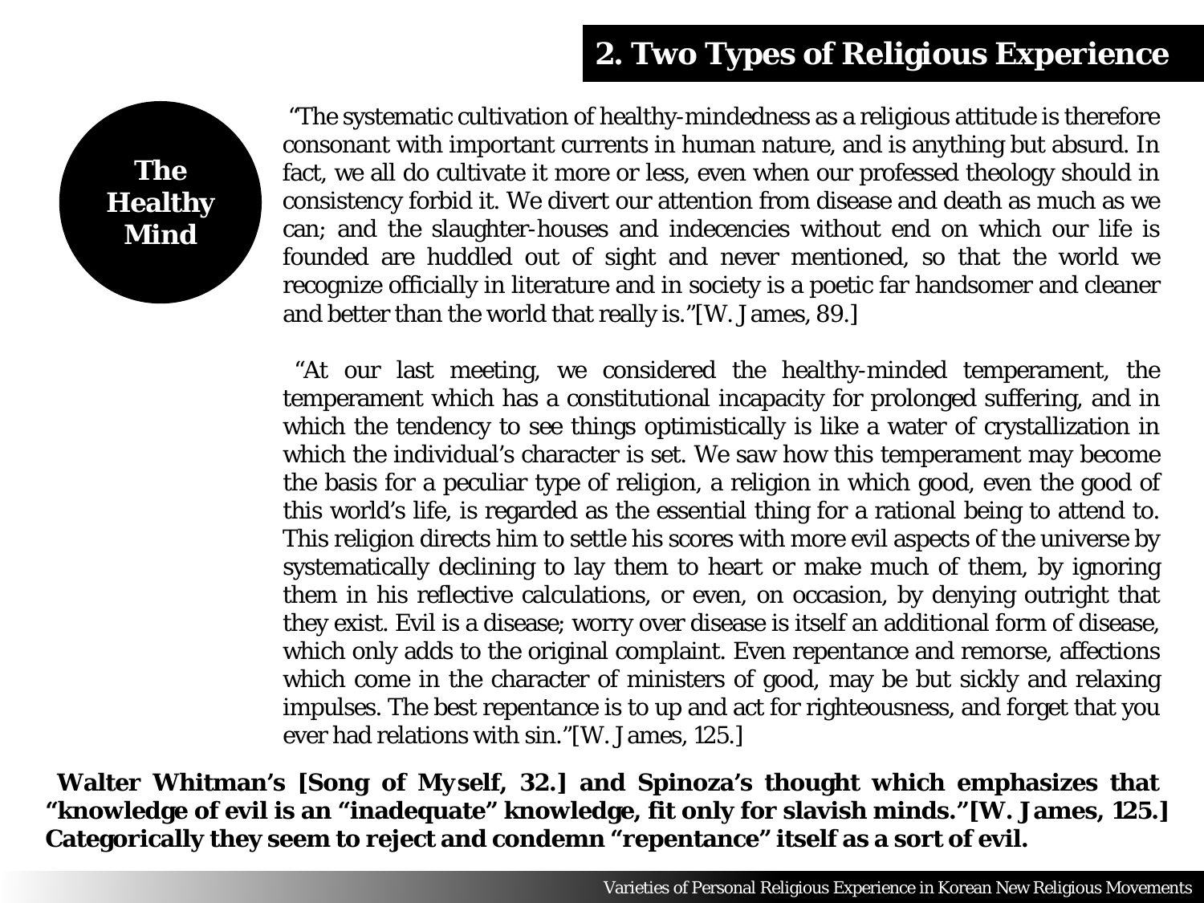## 2. Two Types of Religious Experience

**The Healthy Mind**

"The systematic cultivation of healthy-mindedness as a religious attitude is therefore consonant with important currents in human nature, and is anything but absurd. In fact, we all do cultivate it more or less, even when our professed theology should in consistency forbid it. We divert our attention from disease and death as much as we can; and the slaughter-houses and indecencies without end on which our life is founded are huddled out of sight and never mentioned, so that the world we recognize officially in literature and in society is a poetic far handsomer and cleaner and better than the world that really is."[W. James, 89.]

"At our last meeting, we considered the healthy-minded temperament, the temperament which has a constitutional incapacity for prolonged suffering, and in which the tendency to see things optimistically is like a water of crystallization in which the individual's character is set. We saw how this temperament may become the basis for a peculiar type of religion, a religion in which good, even the good of this world's life, is regarded as the essential thing for a rational being to attend to. This religion directs him to settle his scores with more evil aspects of the universe by systematically declining to lay them to heart or make much of them, by ignoring them in his reflective calculations, or even, on occasion, by denying outright that they exist. Evil is a disease; worry over disease is itself an additional form of disease, which only adds to the original complaint. Even repentance and remorse, affections which come in the character of ministers of good, may be but sickly and relaxing impulses. The best repentance is to up and act for righteousness, and forget that you ever had relations with sin."[W. James, 125.]

**Walter Whitman's [Song of Myself, 32.] and Spinoza's thought which emphasizes that "knowledge of evil is an "inadequate" knowledge, fit only for slavish minds."[W. James, 125.] Categorically they seem to reject and condemn "repentance" itself as a sort of evil.**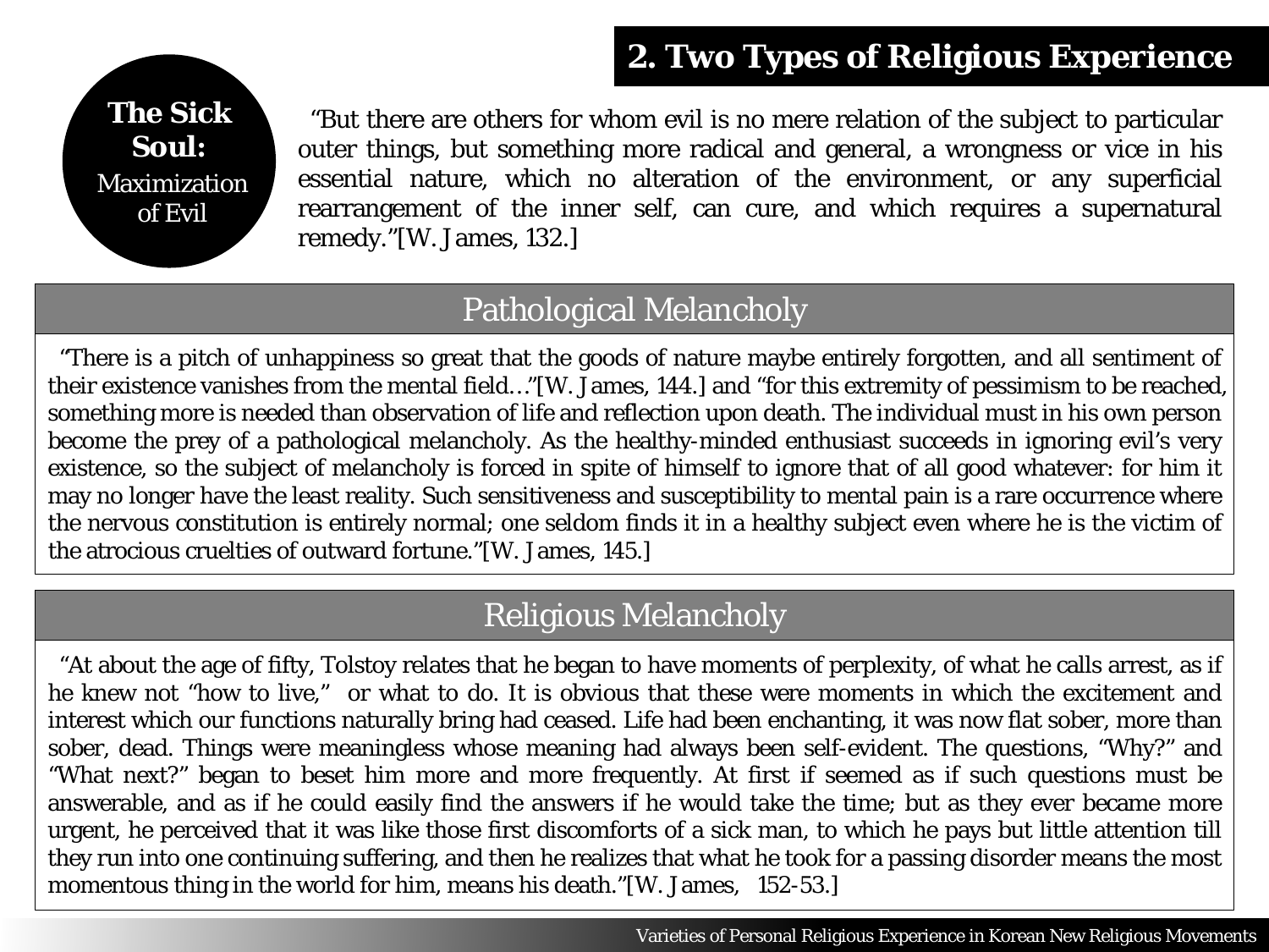## 2. Two Types of Religious Experience

**The Sick Soul:** Maximization of Evil

"But there are others for whom evil is no mere relation of the subject to particular outer things, but something more radical and general, a wrongness or vice in his essential nature, which no alteration of the environment, or any superficial rearrangement of the inner self, can cure, and which requires a supernatural remedy."[W. James, 132.]

### Pathological Melancholy

"There is a pitch of unhappiness so great that the goods of nature maybe entirely forgotten, and all sentiment of their existence vanishes from the mental field…"[W. James, 144.] and "for this extremity of pessimism to be reached, something more is needed than observation of life and reflection upon death. The individual must in his own person become the prey of a pathological melancholy. As the healthy-minded enthusiast succeeds in ignoring evil's very existence, so the subject of melancholy is forced in spite of himself to ignore that of all good whatever: for him it may no longer have the least reality. Such sensitiveness and susceptibility to mental pain is a rare occurrence where the nervous constitution is entirely normal; one seldom finds it in a healthy subject even where he is the victim of the atrocious cruelties of outward fortune."[W. James, 145.]

### Religious Melancholy

"At about the age of fifty, Tolstoy relates that he began to have moments of perplexity, of what he calls arrest, as if he knew not "how to live," or what to do. It is obvious that these were moments in which the excitement and interest which our functions naturally bring had ceased. Life had been enchanting, it was now flat sober, more than sober, dead. Things were meaningless whose meaning had always been self-evident. The questions, "Why?" and "What next?" began to beset him more and more frequently. At first if seemed as if such questions must be answerable, and as if he could easily find the answers if he would take the time; but as they ever became more urgent, he perceived that it was like those first discomforts of a sick man, to which he pays but little attention till they run into one continuing suffering, and then he realizes that what he took for a passing disorder means the most momentous thing in the world for him, means his death."[W. James, 152-53.]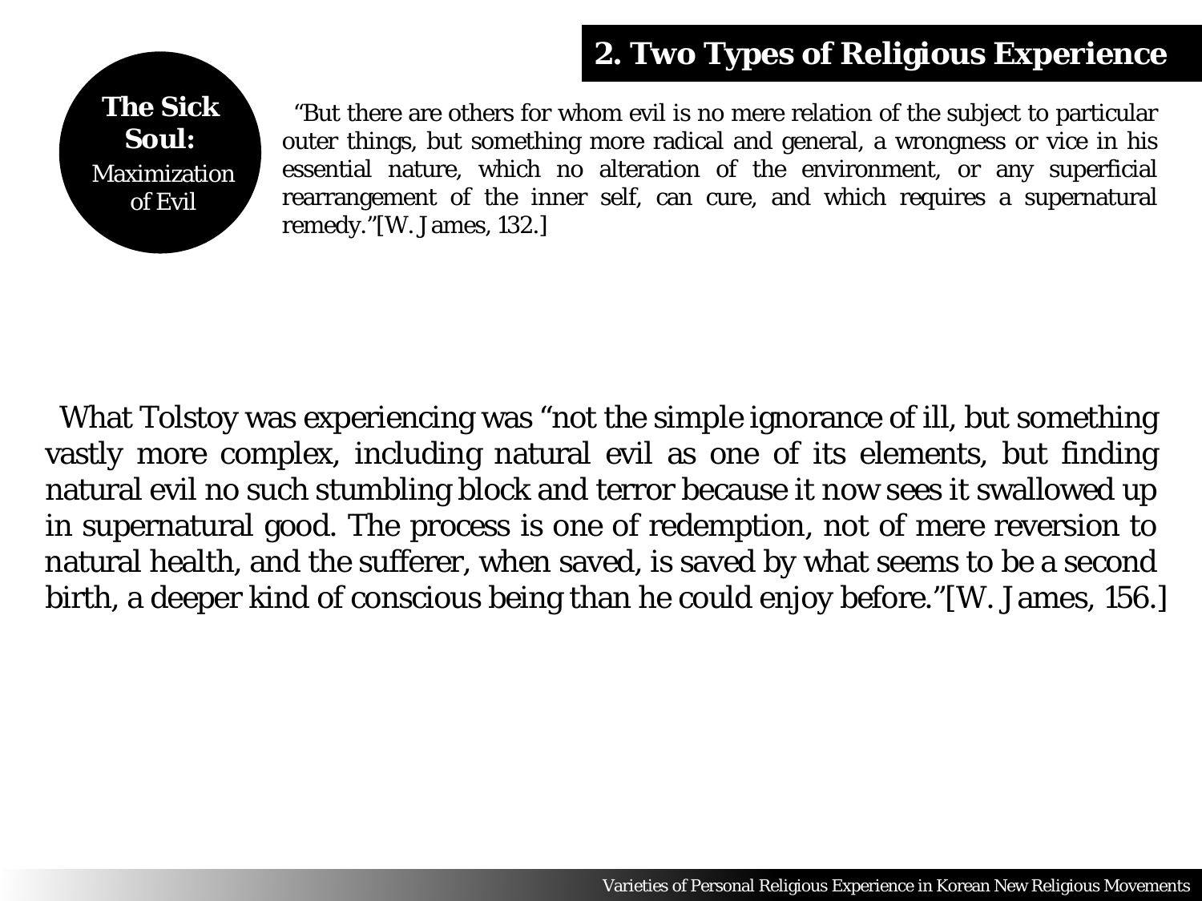## 2. Two Types of Religious Experience

**The Sick Soul:** Maximization of Evil

"But there are others for whom evil is no mere relation of the subject to particular outer things, but something more radical and general, a wrongness or vice in his essential nature, which no alteration of the environment, or any superficial rearrangement of the inner self, can cure, and which requires a supernatural remedy."[W. James, 132.]

What Tolstoy was experiencing was "not the simple ignorance of ill, but something vastly more complex, including natural evil as one of its elements, but finding natural evil no such stumbling block and terror because it now sees it swallowed up in supernatural good. The process is one of redemption, not of mere reversion to natural health, and the sufferer, when saved, is saved by what seems to be a second birth, a deeper kind of conscious being than he could enjoy before."[W. James, 156.]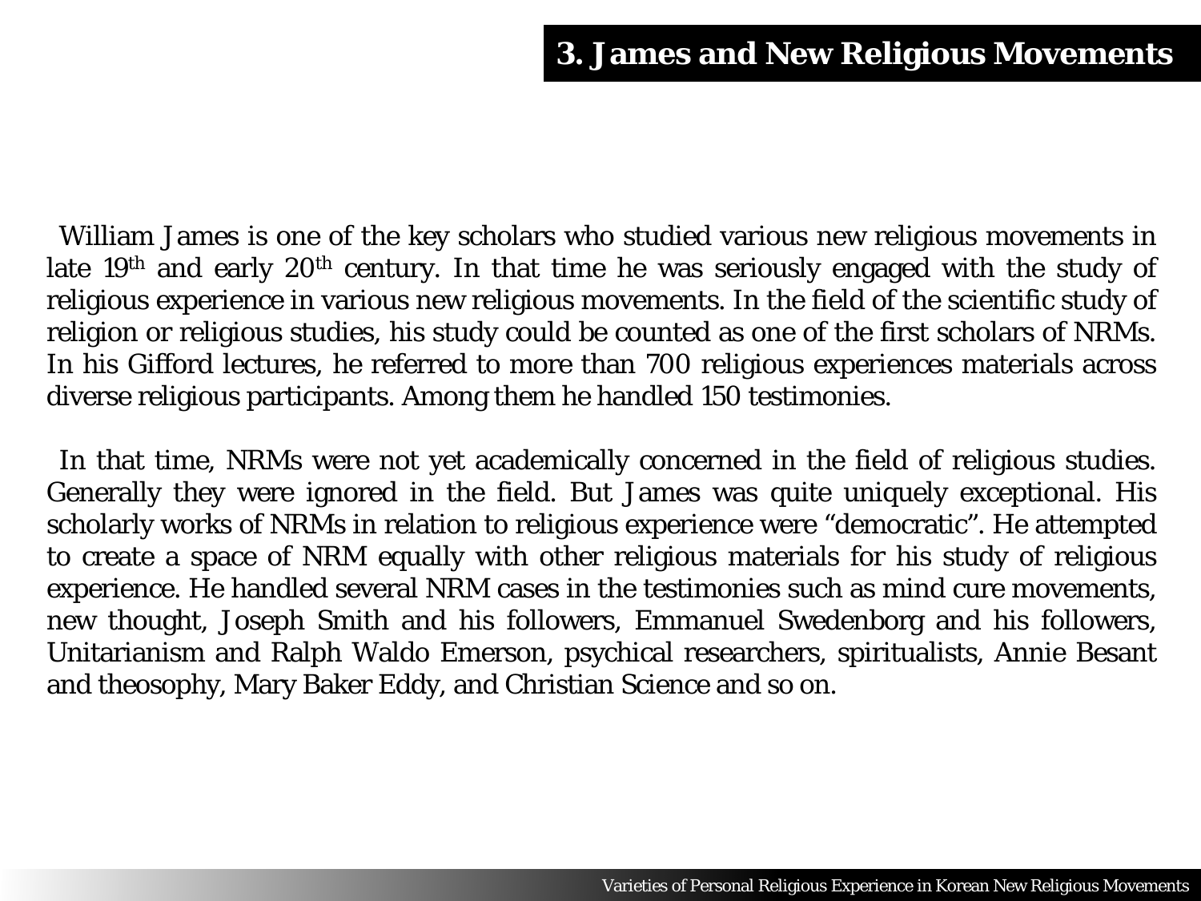# 3. James and New Religious Movements

William James is one of the key scholars who studied various new religious movements in late 19th and early 20th century. In that time he was seriously engaged with the study of religious experience in various new religious movements. In the field of the scientific study of religion or religious studies, his study could be counted as one of the first scholars of NRMs. In his Gifford lectures, he referred to more than 700 religious experiences materials across diverse religious participants. Among them he handled 150 testimonies.

In that time, NRMs were not yet academically concerned in the field of religious studies. Generally they were ignored in the field. But James was quite uniquely exceptional. His scholarly works of NRMs in relation to religious experience were "democratic". He attempted to create a space of NRM equally with other religious materials for his study of religious experience. He handled several NRM cases in the testimonies such as mind cure movements, new thought, Joseph Smith and his followers, Emmanuel Swedenborg and his followers, Unitarianism and Ralph Waldo Emerson, psychical researchers, spiritualists, Annie Besant and theosophy, Mary Baker Eddy, and Christian Science and so on.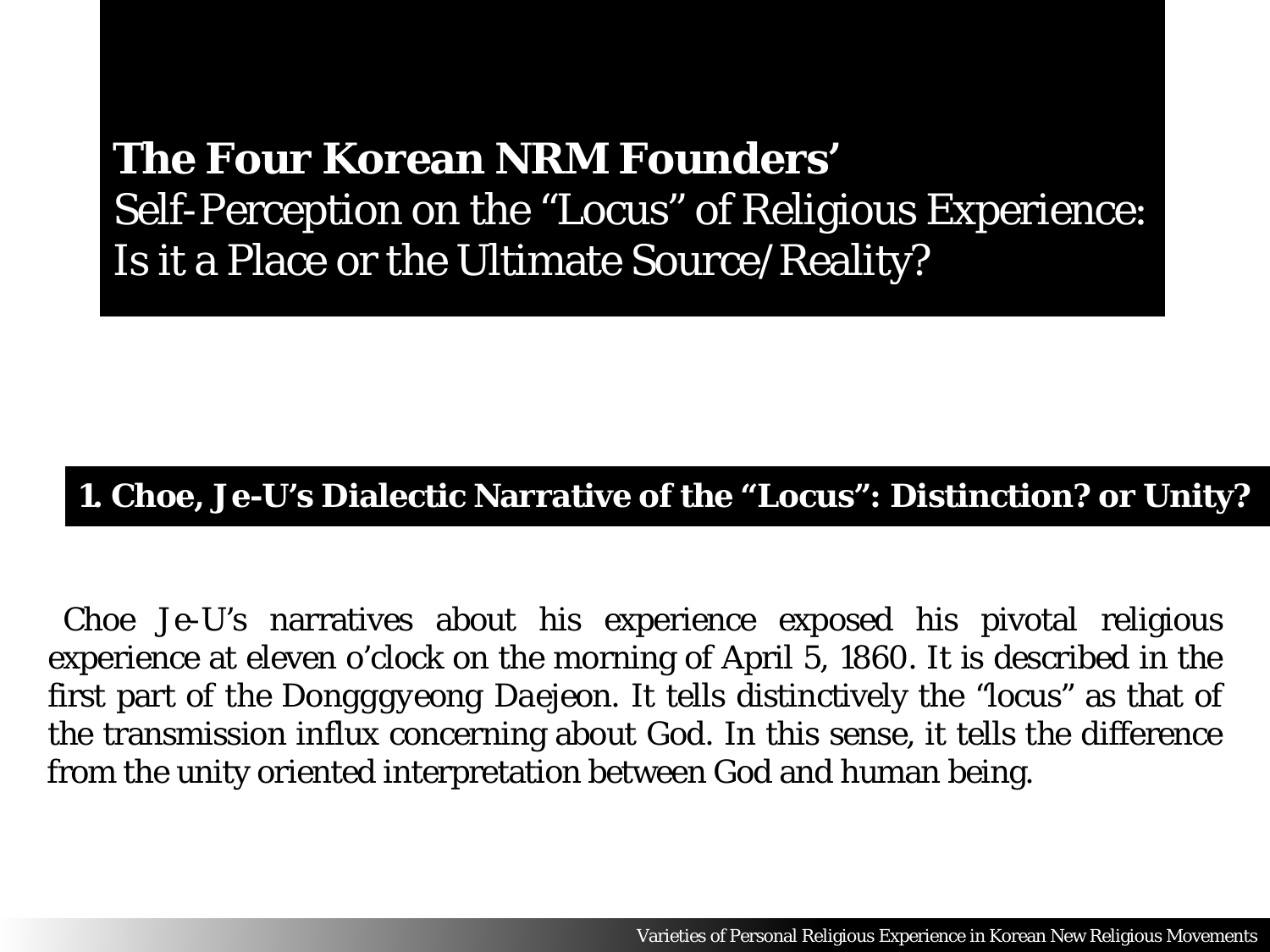# **The Four Korean NRM Founders'** Self-Perception on the "Locus" of Religious Experience: Is it a Place or the Ultimate Source/Reality?

## **1. Choe, Je-U's Dialectic Narrative of the "Locus": Distinction? or Unity?**

Choe Je-U's narratives about his experience exposed his pivotal religious experience at eleven o'clock on the morning of April 5, 1860. It is described in the first part of the Dongggyeong Daejeon. It tells distinctively the "locus" as that of the transmission influx concerning about God. In this sense, it tells the difference from the unity oriented interpretation between God and human being.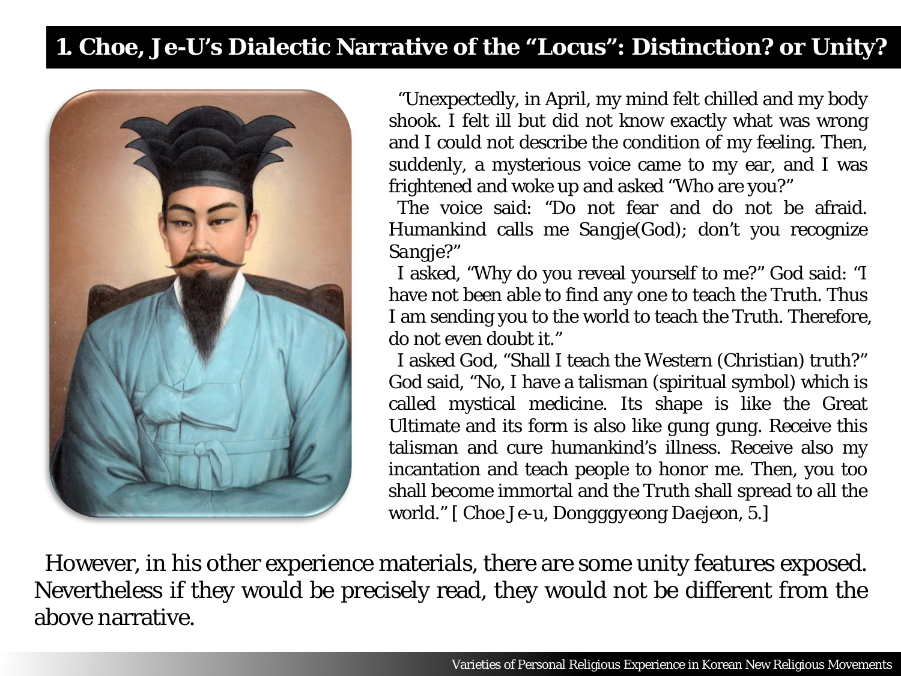## 1. Choe, Je-U's Dialectic Narrative of the "Locus": Distinction? or Unity?

"Unexpectedly, in April, my mind felt chilled and my body shook. I felt ill but did not know exactly what was wrong and I could not describe the condition of my feeling. Then, suddenly, a mysterious voice came to my ear, and I was frightened and woke up and asked "Who are you?"

The voice said: "Do not fear and do not be afraid. Humankind calls me *Sangje*(God); don't you recognize *Sangje*?"

I asked, "Why do you reveal yourself to me?" God said: "I have not been able to find any one to teach the Truth. Thus I am sending you to the world to teach the Truth. Therefore, do not even doubt it."

I asked God, "Shall I teach the Western (Christian) truth?" God said, "No, I have a talisman (spiritual symbol) which is called mystical medicine. Its shape is like the Great Ultimate and its form is also like gung gung. Receive this talisman and cure humankind's illness. Receive also my incantation and teach people to honor me. Then, you too shall become immortal and the Truth shall spread to all the world." [ Choe Je-u, *Dongggyeong Daejeon*, 5.]

However, in his other experience materials, there are some unity features exposed. Nevertheless if they would be precisely read, they would not be different from the above narrative.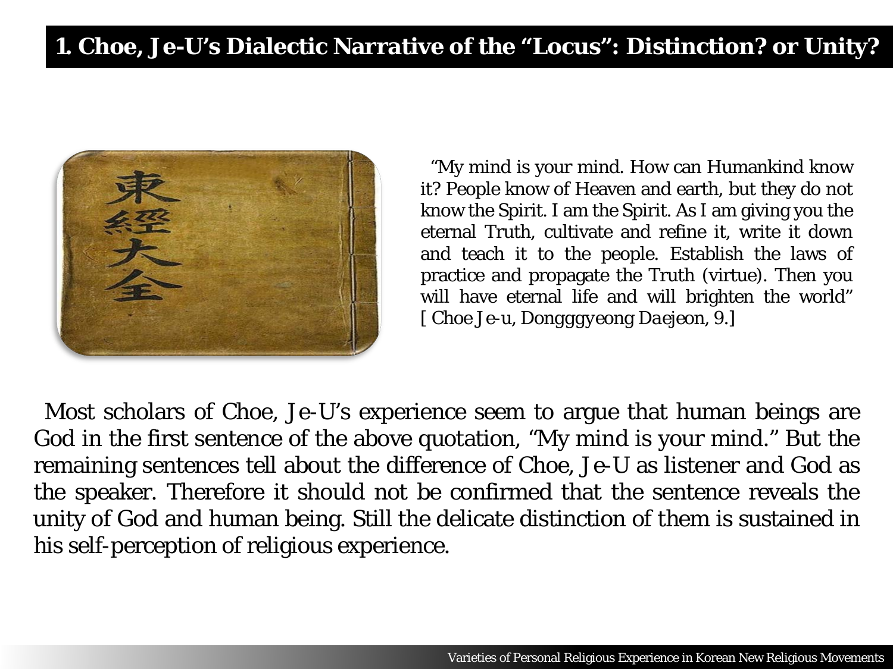# 1. Choe, Je-U's Dialectic Narrative of the "Locus": Distinction? or Unity?

"My mind is your mind. How can Humankind know it? People know of Heaven and earth, but they do not know the Spirit. I am the Spirit. As I am giving you the eternal Truth, cultivate and refine it, write it down and teach it to the people. Establish the laws of practice and propagate the Truth (virtue). Then you will have eternal life and will brighten the world" [ Choe Je-u, *Dongggyeong Daejeon*, 9.]

Most scholars of Choe, Je-U's experience seem to argue that human beings are God in the first sentence of the above quotation, "My mind is your mind." But the remaining sentences tell about the difference of Choe, Je-U as listener and God as the speaker. Therefore it should not be confirmed that the sentence reveals the unity of God and human being. Still the delicate distinction of them is sustained in his self-perception of religious experience.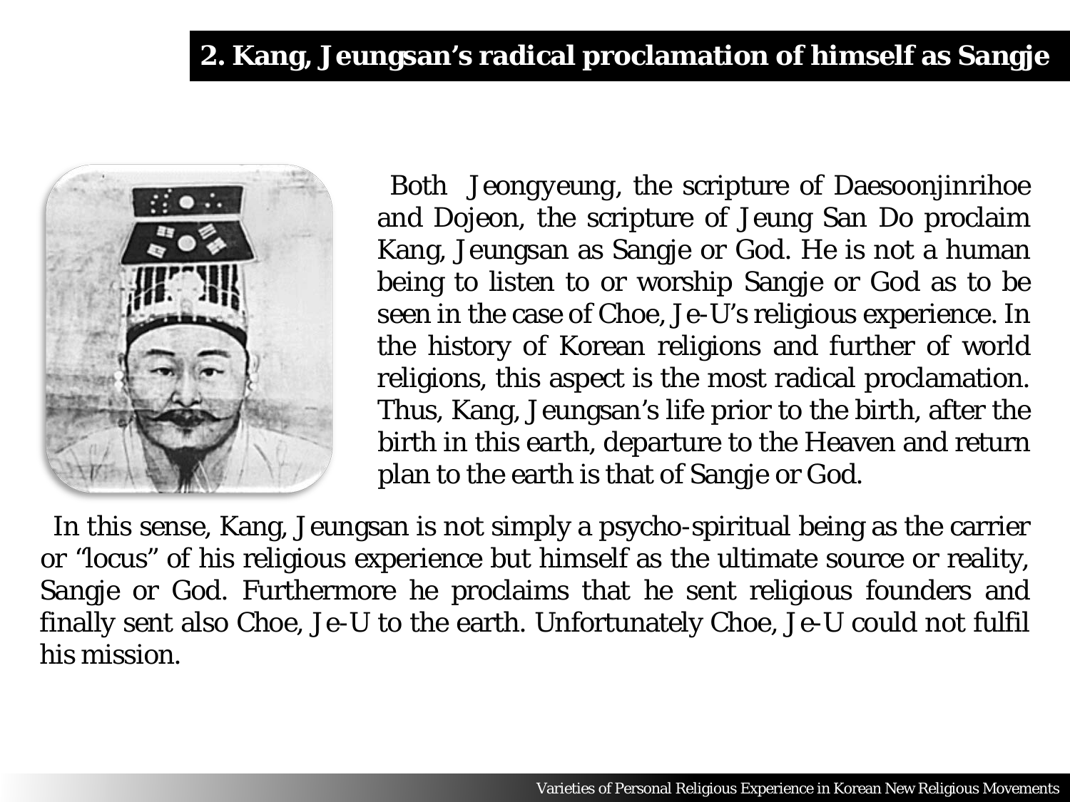## 2. Kang, Jeungsan's radical proclamation of himself as Sangje

Both Jeongyeung, the scripture of Daesoonjinrihoe and Dojeon, the scripture of Jeung San Do proclaim Kang, Jeungsan as Sangje or God. He is not a human being to listen to or worship Sangje or God as to be seen in the case of Choe, Je-U's religious experience. In the history of Korean religions and further of world religions, this aspect is the most radical proclamation. Thus, Kang, Jeungsan's life prior to the birth, after the birth in this earth, departure to the Heaven and return plan to the earth is that of Sangje or God.

In this sense, Kang, Jeungsan is not simply a psycho-spiritual being as the carrier or "locus" of his religious experience but himself as the ultimate source or reality, Sangje or God. Furthermore he proclaims that he sent religious founders and finally sent also Choe, Je-U to the earth. Unfortunately Choe, Je-U could not fulfil his mission.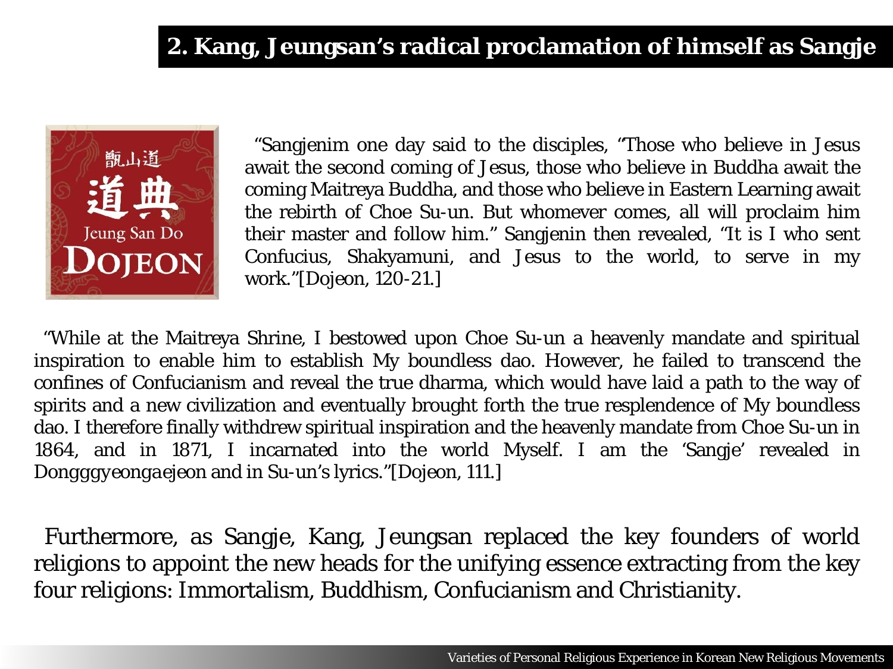## 2. Kang, Jeungsan's radical proclamation of himself as Sangje

"Sangjenim one day said to the disciples, "Those who believe in Jesus await the second coming of Jesus, those who believe in Buddha await the coming Maitreya Buddha, and those who believe in Eastern Learning await the rebirth of Choe Su-un. But whomever comes, all will proclaim him their master and follow him." Sangjenin then revealed, "It is I who sent Confucius, Shakyamuni, and Jesus to the world, to serve in my work."[Dojeon, 120-21.]

"While at the Maitreya Shrine, I bestowed upon Choe Su-un a heavenly mandate and spiritual inspiration to enable him to establish My boundless dao. However, he failed to transcend the confines of Confucianism and reveal the true dharma, which would have laid a path to the way of spirits and a new civilization and eventually brought forth the true resplendence of My boundless dao. I therefore finally withdrew spiritual inspiration and the heavenly mandate from Choe Su-un in 1864, and in 1871, I incarnated into the world Myself. I am the 'Sangje' revealed in *Dongggyeongaejeon* and in Su-un's lyrics."[Dojeon, 111.]

Furthermore, as Sangje, Kang, Jeungsan replaced the key founders of world religions to appoint the new heads for the unifying essence extracting from the key four religions: Immortalism, Buddhism, Confucianism and Christianity.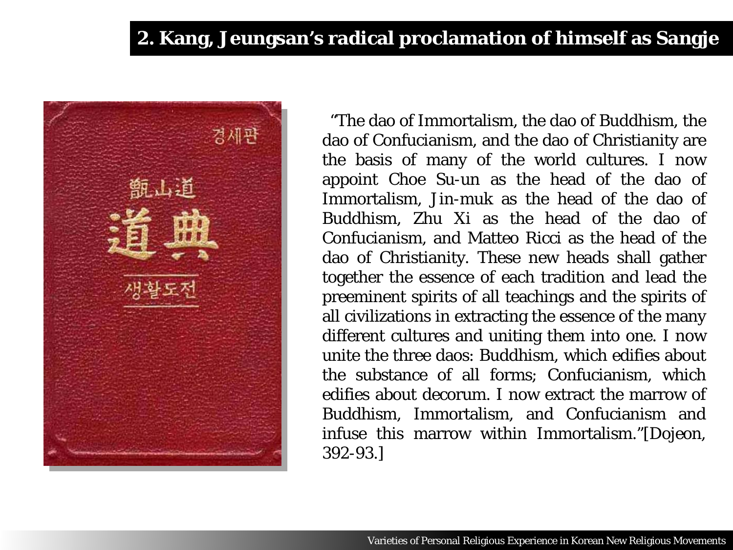## 2. Kang, Jeungsan's radical proclamation of himself as Sangje

"The dao of Immortalism, the dao of Buddhism, the dao of Confucianism, and the dao of Christianity are the basis of many of the world cultures. I now appoint Choe Su-un as the head of the dao of Immortalism, Jin-muk as the head of the dao of Buddhism, Zhu Xi as the head of the dao of Confucianism, and Matteo Ricci as the head of the dao of Christianity. These new heads shall gather together the essence of each tradition and lead the preeminent spirits of all teachings and the spirits of all civilizations in extracting the essence of the many different cultures and uniting them into one. I now unite the three daos: Buddhism, which edifies about the substance of all forms; Confucianism, which edifies about decorum. I now extract the marrow of Buddhism, Immortalism, and Confucianism and infuse this marrow within Immortalism."[Dojeon, 392-93.]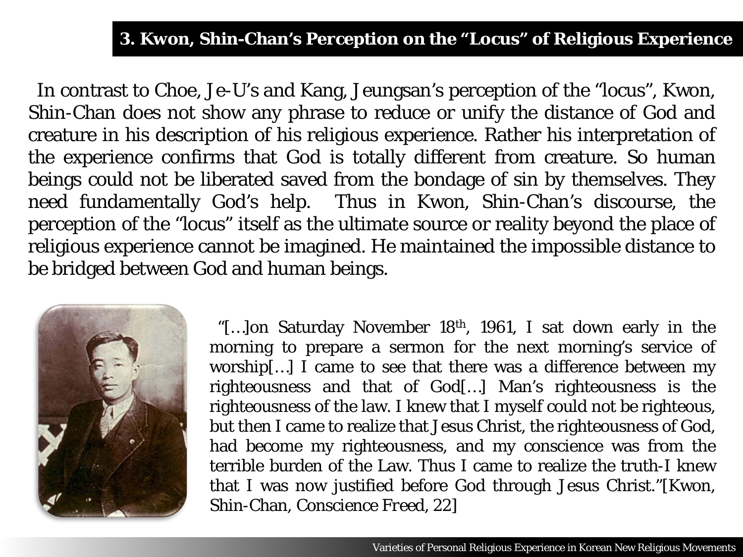## 3. Kwon, Shin-Chan's Perception on the "Locus" of Religious Experience

In contrast to Choe, Je-U's and Kang, Jeungsan's perception of the "locus", Kwon, Shin-Chan does not show any phrase to reduce or unify the distance of God and creature in his description of his religious experience. Rather his interpretation of the experience confirms that God is totally different from creature. So human beings could not be liberated saved from the bondage of sin by themselves. They need fundamentally God's help. Thus in Kwon, Shin-Chan's discourse, the perception of the "locus" itself as the ultimate source or reality beyond the place of religious experience cannot be imagined. He maintained the impossible distance to be bridged between God and human beings.

"[…]on Saturday November 18th, 1961, I sat down early in the morning to prepare a sermon for the next morning's service of worship[…] I came to see that there was a difference between my righteousness and that of God[…] Man's righteousness is the righteousness of the law. I knew that I myself could not be righteous, but then I came to realize that Jesus Christ, the righteousness of God, had become my righteousness, and my conscience was from the terrible burden of the Law. Thus I came to realize the truth-I knew that I was now justified before God through Jesus Christ."[Kwon, Shin-Chan, Conscience Freed, 22]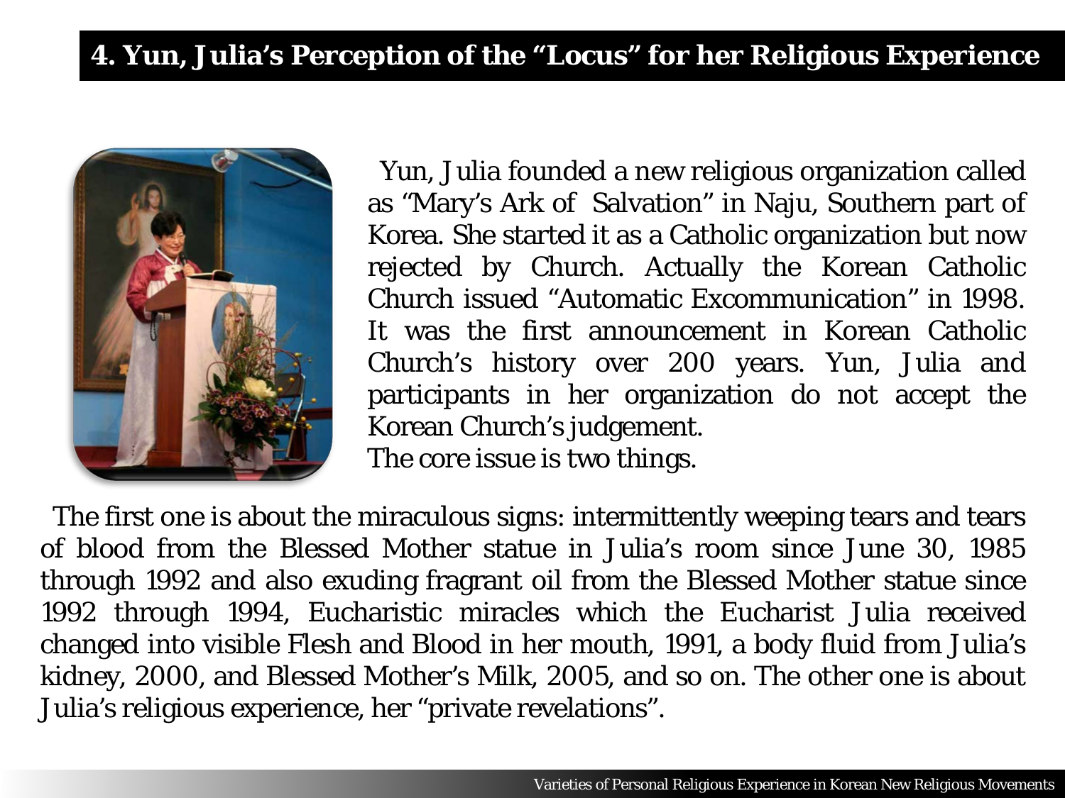# 4. Yun, Julia's Perception of the "Locus" for her Religious Experience

Yun, Julia founded a new religious organization called as "Mary's Ark of Salvation" in Naju, Southern part of Korea. She started it as a Catholic organization but now rejected by Church. Actually the Korean Catholic Church issued "Automatic Excommunication" in 1998. It was the first announcement in Korean Catholic Church's history over 200 years. Yun, Julia and participants in her organization do not accept the Korean Church's judgement.

The core issue is two things.

The first one is about the miraculous signs: intermittently weeping tears and tears of blood from the Blessed Mother statue in Julia's room since June 30, 1985 through 1992 and also exuding fragrant oil from the Blessed Mother statue since 1992 through 1994, Eucharistic miracles which the Eucharist Julia received changed into visible Flesh and Blood in her mouth, 1991, a body fluid from Julia's kidney, 2000, and Blessed Mother's Milk, 2005, and so on. The other one is about Julia's religious experience, her "private revelations".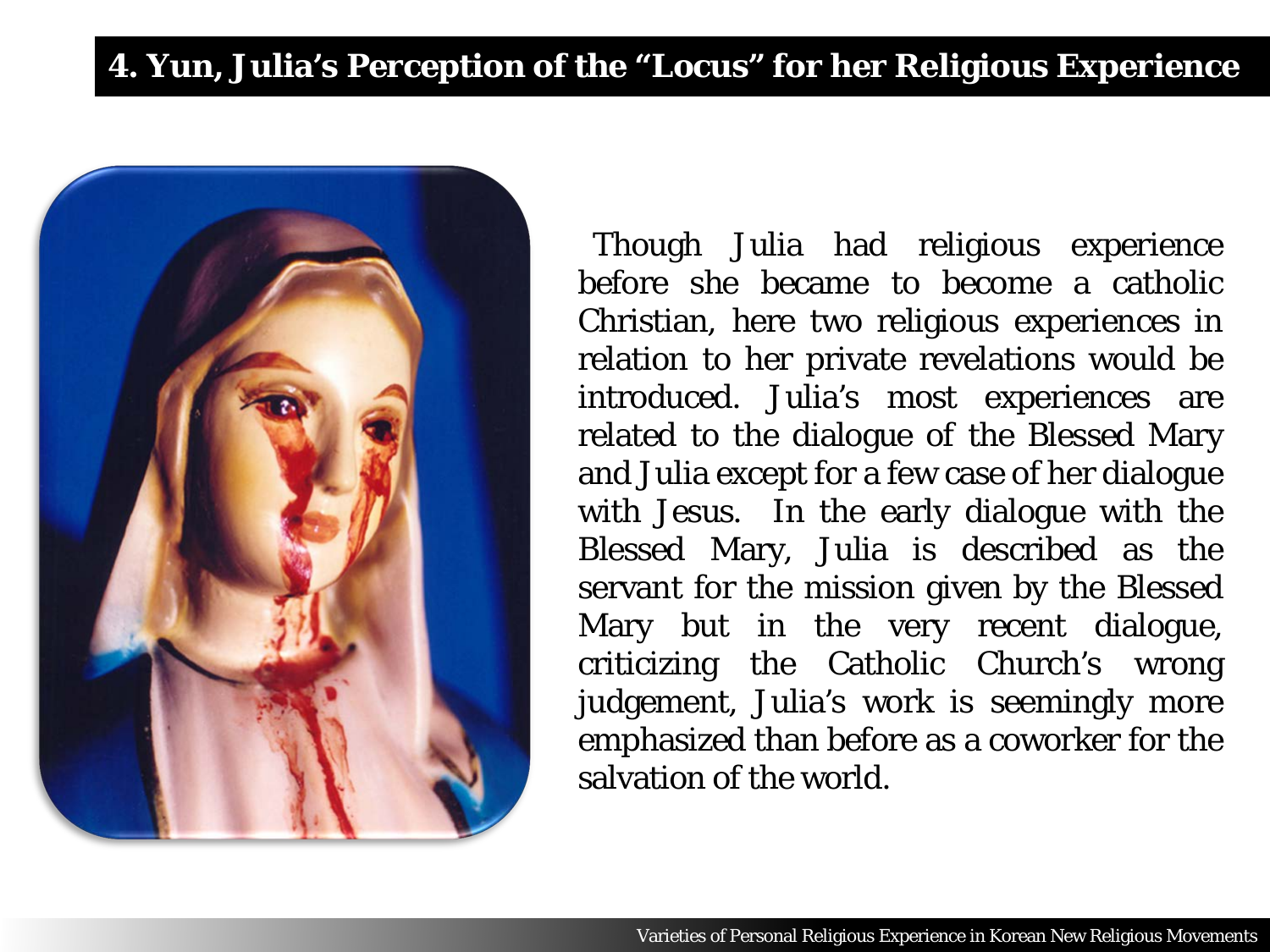## 4. Yun, Julia's Perception of the "Locus" for her Religious Experience

Though Julia had religious experience before she became to become a catholic Christian, here two religious experiences in relation to her private revelations would be introduced. Julia's most experiences are related to the dialogue of the Blessed Mary and Julia except for a few case of her dialogue with Jesus. In the early dialogue with the Blessed Mary, Julia is described as the servant for the mission given by the Blessed Mary but in the very recent dialogue, criticizing the Catholic Church's wrong judgement, Julia's work is seemingly more emphasized than before as a coworker for the salvation of the world.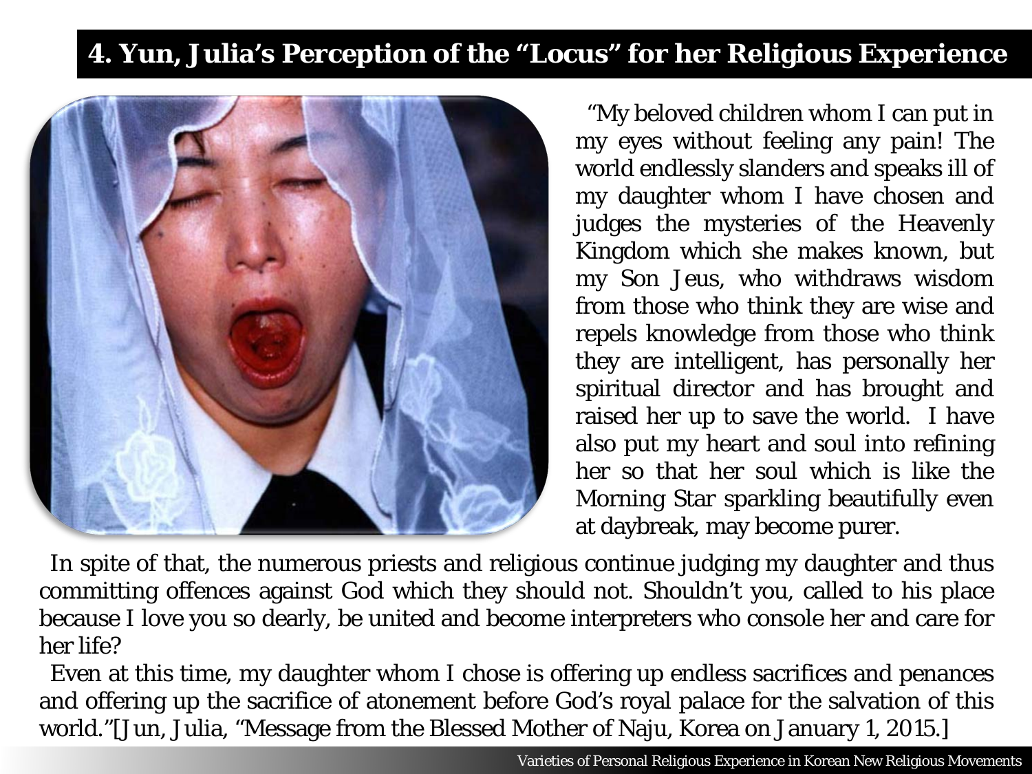# 4. Yun, Julia's Perception of the "Locus" for her Religious Experience

"My beloved children whom I can put in my eyes without feeling any pain! The world endlessly slanders and speaks ill of my daughter whom I have chosen and judges the mysteries of the Heavenly Kingdom which she makes known, but my Son Jeus, who withdraws wisdom from those who think they are wise and repels knowledge from those who think they are intelligent, has personally her spiritual director and has brought and raised her up to save the world. I have also put my heart and soul into refining her so that her soul which is like the Morning Star sparkling beautifully even at daybreak, may become purer.

In spite of that, the numerous priests and religious continue judging my daughter and thus committing offences against God which they should not. Shouldn't you, called to his place because I love you so dearly, be united and become interpreters who console her and care for her life?

Even at this time, my daughter whom I chose is offering up endless sacrifices and penances and offering up the sacrifice of atonement before God's royal palace for the salvation of this world."[Jun, Julia, "Message from the Blessed Mother of Naju, Korea on January 1, 2015.]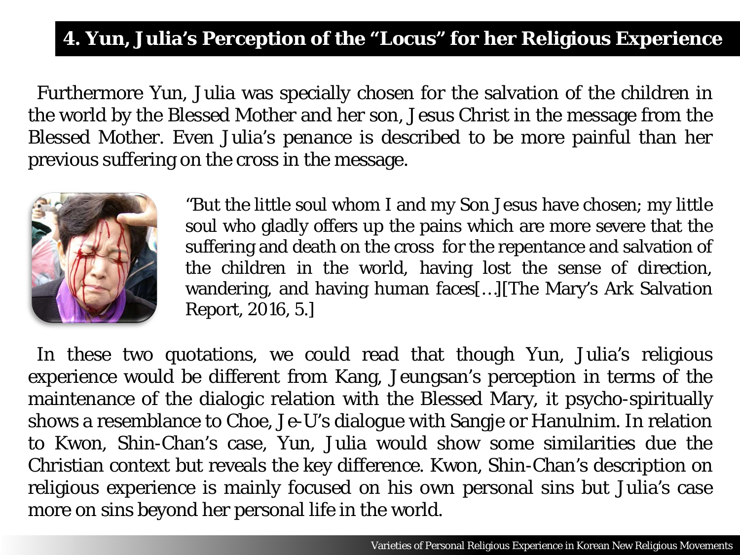## 4. Yun, Julia's Perception of the "Locus" for her Religious Experience

Furthermore Yun, Julia was specially chosen for the salvation of the children in the world by the Blessed Mother and her son, Jesus Christ in the message from the Blessed Mother. Even Julia's penance is described to be more painful than her previous suffering on the cross in the message.

"But the little soul whom I and my Son Jesus have chosen; my little soul who gladly offers up the pains which are more severe that the suffering and death on the cross for the repentance and salvation of the children in the world, having lost the sense of direction, wandering, and having human faces[…][The Mary's Ark Salvation Report, 2016, 5.]

In these two quotations, we could read that though Yun, Julia's religious experience would be different from Kang, Jeungsan's perception in terms of the maintenance of the dialogic relation with the Blessed Mary, it psycho-spiritually shows a resemblance to Choe, Je-U's dialogue with Sangje or Hanulnim. In relation to Kwon, Shin-Chan's case, Yun, Julia would show some similarities due the Christian context but reveals the key difference. Kwon, Shin-Chan's description on religious experience is mainly focused on his own personal sins but Julia's case more on sins beyond her personal life in the world.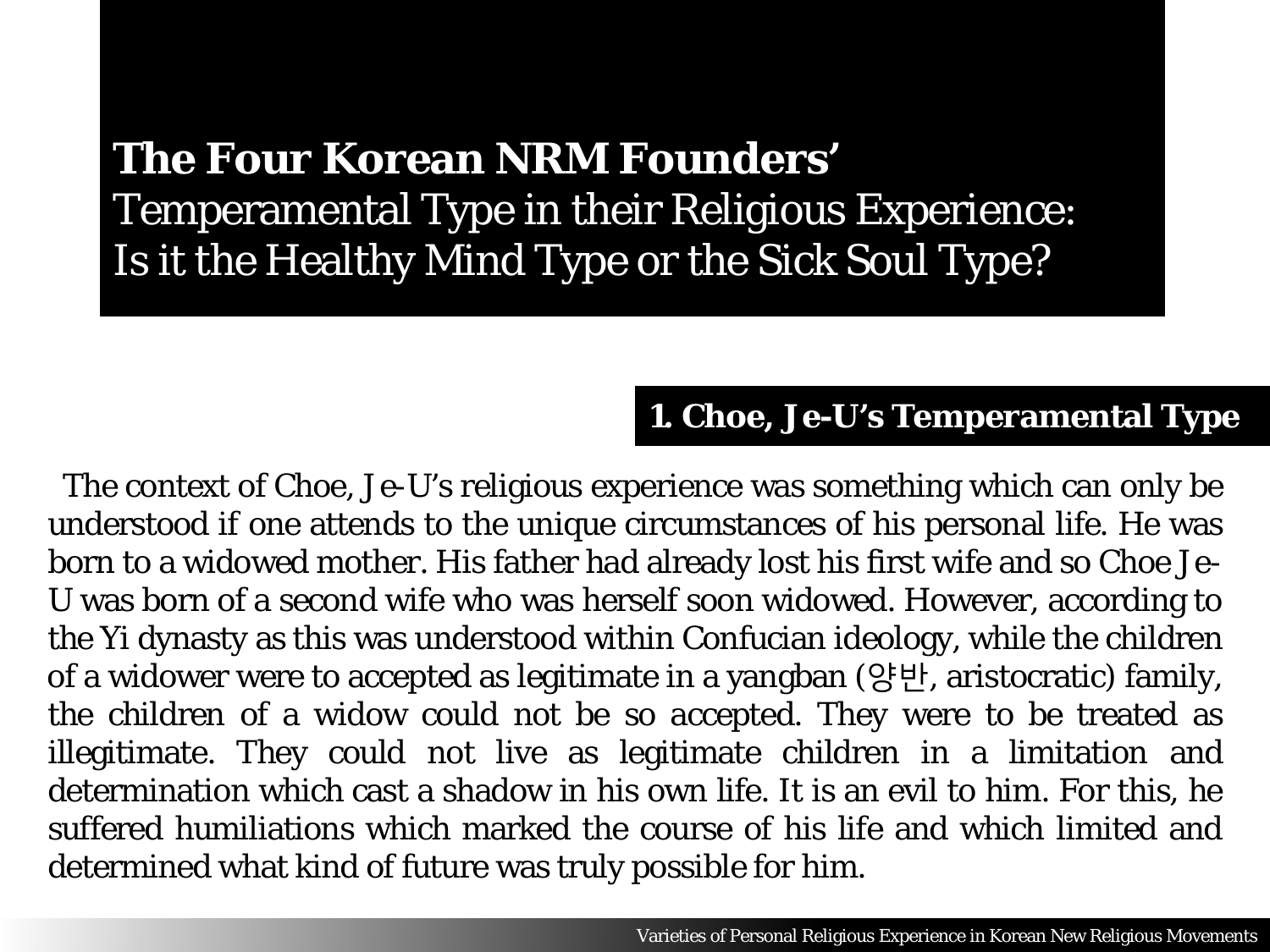# **The Four Korean NRM Founders'** Temperamental Type in their Religious Experience: Is it the Healthy Mind Type or the Sick Soul Type?

## 1. Choe, Je-U's Temperamental Type

The context of Choe, Je-U's religious experience was something which can only be understood if one attends to the unique circumstances of his personal life. He was born to a widowed mother. His father had already lost his first wife and so Choe Je-U was born of a second wife who was herself soon widowed. However, according to the Yi dynasty as this was understood within Confucian ideology, while the children of a widower were to accepted as legitimate in a yangban (양반, aristocratic) family, the children of a widow could not be so accepted. They were to be treated as illegitimate. They could not live as legitimate children in a limitation and determination which cast a shadow in his own life. It is an evil to him. For this, he suffered humiliations which marked the course of his life and which limited and determined what kind of future was truly possible for him.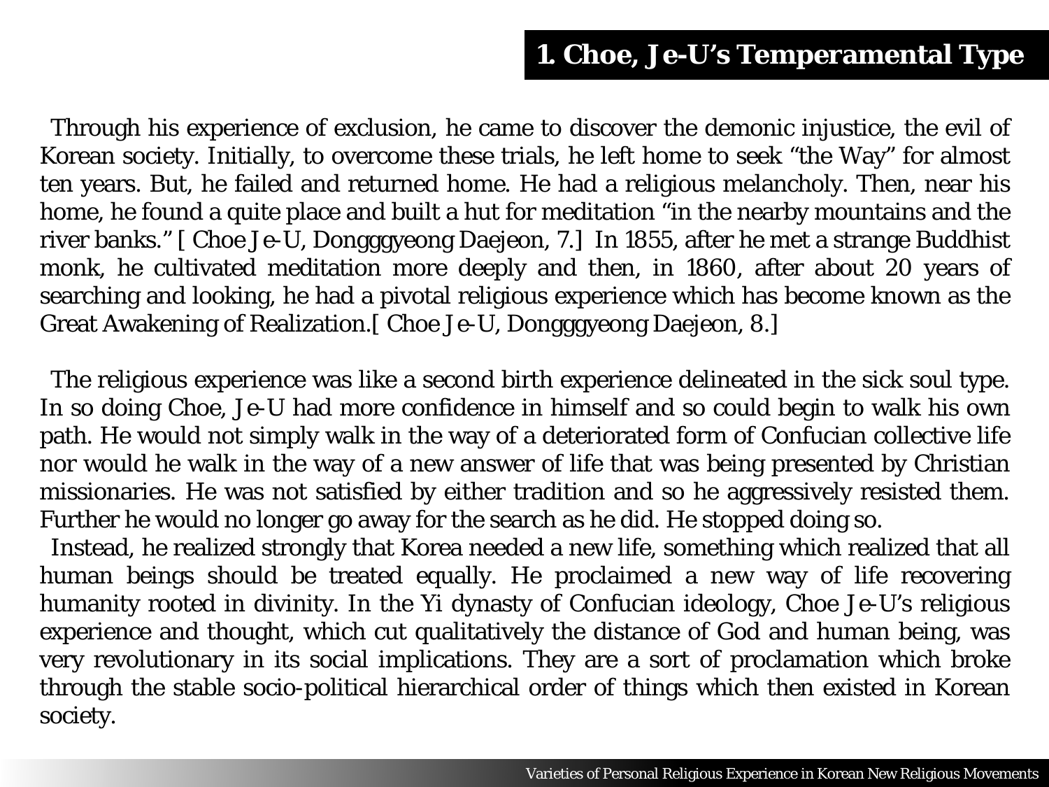## 1. Choe, Je-U's Temperamental Type

Through his experience of exclusion, he came to discover the demonic injustice, the evil of Korean society. Initially, to overcome these trials, he left home to seek "the Way" for almost ten years. But, he failed and returned home. He had a religious melancholy. Then, near his home, he found a quite place and built a hut for meditation "in the nearby mountains and the river banks." [ Choe Je-U, Dongggyeong Daejeon, 7.] In 1855, after he met a strange Buddhist monk, he cultivated meditation more deeply and then, in 1860, after about 20 years of searching and looking, he had a pivotal religious experience which has become known as the Great Awakening of Realization.[ Choe Je-U, Dongggyeong Daejeon, 8.]

The religious experience was like a second birth experience delineated in the sick soul type. In so doing Choe, Je-U had more confidence in himself and so could begin to walk his own path. He would not simply walk in the way of a deteriorated form of Confucian collective life nor would he walk in the way of a new answer of life that was being presented by Christian missionaries. He was not satisfied by either tradition and so he aggressively resisted them. Further he would no longer go away for the search as he did. He stopped doing so.

Instead, he realized strongly that Korea needed a new life, something which realized that all human beings should be treated equally. He proclaimed a new way of life recovering humanity rooted in divinity. In the Yi dynasty of Confucian ideology, Choe Je-U's religious experience and thought, which cut qualitatively the distance of God and human being, was very revolutionary in its social implications. They are a sort of proclamation which broke through the stable socio-political hierarchical order of things which then existed in Korean society.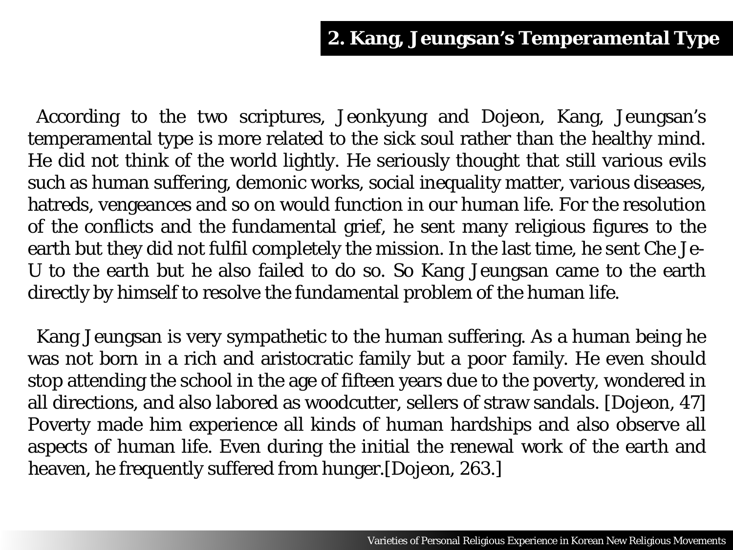## 2. Kang, Jeungsan's Temperamental Type

According to the two scriptures, Jeonkyung and Dojeon, Kang, Jeungsan's temperamental type is more related to the sick soul rather than the healthy mind. He did not think of the world lightly. He seriously thought that still various evils such as human suffering, demonic works, social inequality matter, various diseases, hatreds, vengeances and so on would function in our human life. For the resolution of the conflicts and the fundamental grief, he sent many religious figures to the earth but they did not fulfil completely the mission. In the last time, he sent Che Je-U to the earth but he also failed to do so. So Kang Jeungsan came to the earth directly by himself to resolve the fundamental problem of the human life.

Kang Jeungsan is very sympathetic to the human suffering. As a human being he was not born in a rich and aristocratic family but a poor family. He even should stop attending the school in the age of fifteen years due to the poverty, wondered in all directions, and also labored as woodcutter, sellers of straw sandals. [Dojeon, 47] Poverty made him experience all kinds of human hardships and also observe all aspects of human life. Even during the initial the renewal work of the earth and heaven, he frequently suffered from hunger.[Dojeon, 263.]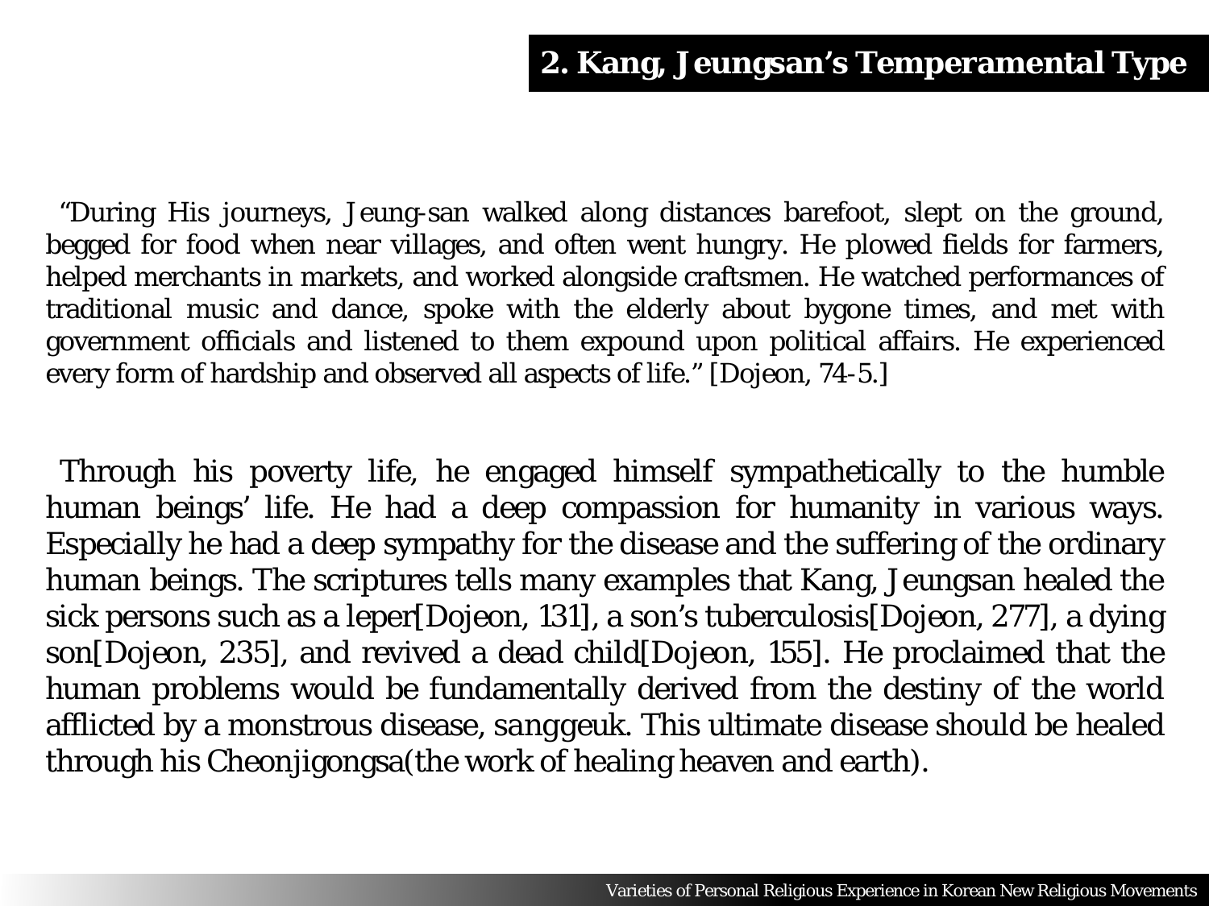## 2. Kang, Jeungsan's Temperamental Type

"During His journeys, Jeung-san walked along distances barefoot, slept on the ground, begged for food when near villages, and often went hungry. He plowed fields for farmers, helped merchants in markets, and worked alongside craftsmen. He watched performances of traditional music and dance, spoke with the elderly about bygone times, and met with government officials and listened to them expound upon political affairs. He experienced every form of hardship and observed all aspects of life." [Dojeon, 74-5.]

Through his poverty life, he engaged himself sympathetically to the humble human beings' life. He had a deep compassion for humanity in various ways. Especially he had a deep sympathy for the disease and the suffering of the ordinary human beings. The scriptures tells many examples that Kang, Jeungsan healed the sick persons such as a leper[Dojeon, 131], a son's tuberculosis[Dojeon, 277], a dying son[Dojeon, 235], and revived a dead child[Dojeon, 155]. He proclaimed that the human problems would be fundamentally derived from the destiny of the world afflicted by a monstrous disease, sanggeuk. This ultimate disease should be healed through his Cheonjigongsa(the work of healing heaven and earth).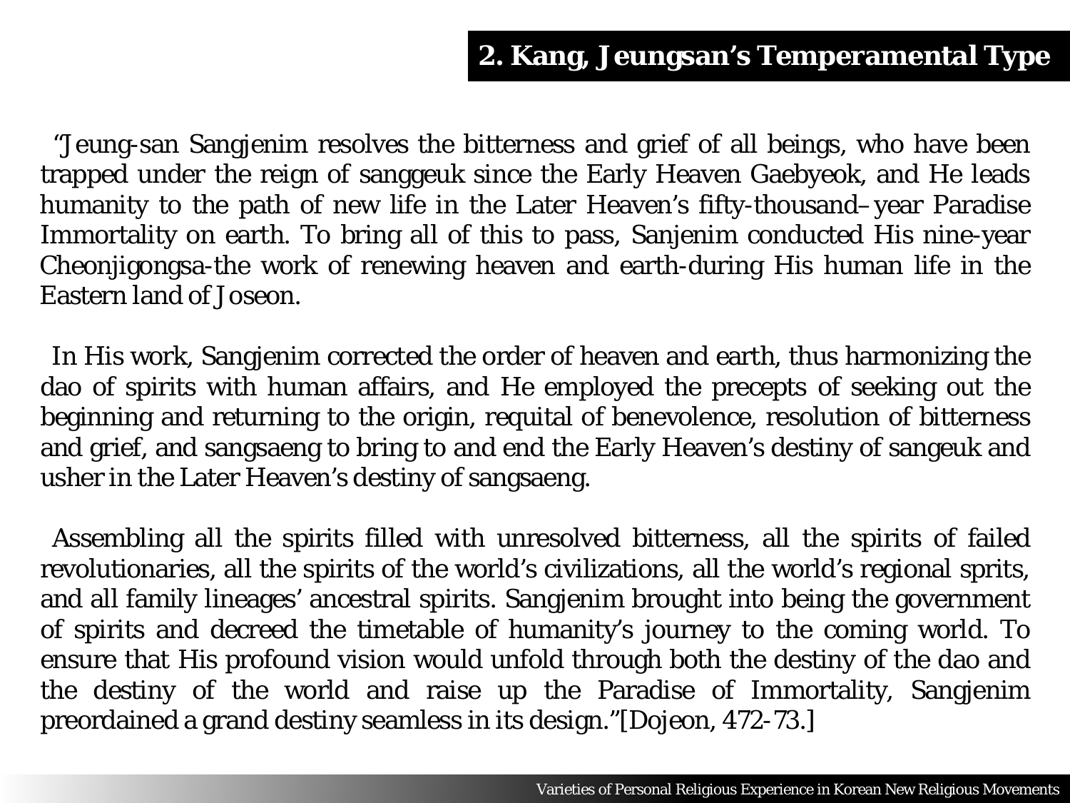## 2. Kang, Jeungsan's Temperamental Type

"Jeung-san Sangjenim resolves the bitterness and grief of all beings, who have been trapped under the reign of sanggeuk since the Early Heaven Gaebyeok, and He leads humanity to the path of new life in the Later Heaven's fifty-thousand–year Paradise Immortality on earth. To bring all of this to pass, Sanjenim conducted His nine-year Cheonjigongsa-the work of renewing heaven and earth-during His human life in the Eastern land of Joseon.

In His work, Sangjenim corrected the order of heaven and earth, thus harmonizing the dao of spirits with human affairs, and He employed the precepts of seeking out the beginning and returning to the origin, requital of benevolence, resolution of bitterness and grief, and sangsaeng to bring to and end the Early Heaven's destiny of sangeuk and usher in the Later Heaven's destiny of sangsaeng.

Assembling all the spirits filled with unresolved bitterness, all the spirits of failed revolutionaries, all the spirits of the world's civilizations, all the world's regional sprits, and all family lineages' ancestral spirits. Sangjenim brought into being the government of spirits and decreed the timetable of humanity's journey to the coming world. To ensure that His profound vision would unfold through both the destiny of the dao and the destiny of the world and raise up the Paradise of Immortality, Sangjenim preordained a grand destiny seamless in its design."[Dojeon, 472-73.]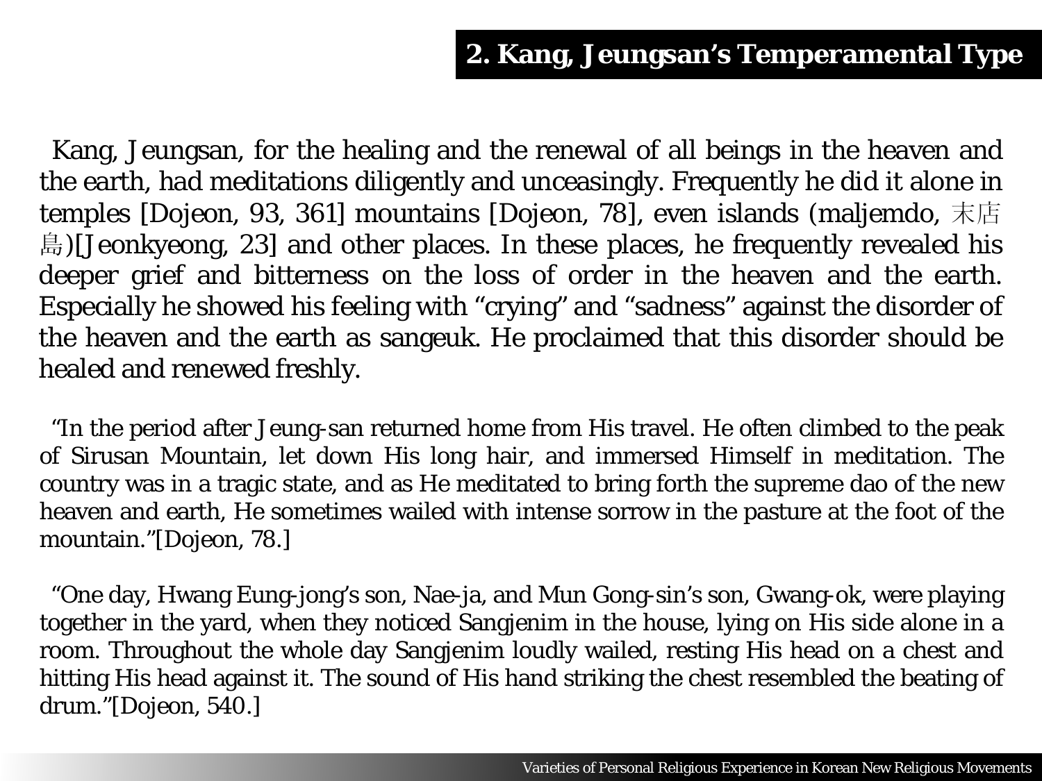## 2. Kang, Jeungsan's Temperamental Type

Kang, Jeungsan, for the healing and the renewal of all beings in the heaven and the earth, had meditations diligently and unceasingly. Frequently he did it alone in temples [Dojeon, 93, 361] mountains [Dojeon, 78], even islands (maljemdo, 末店島)[Jeonkyeong, 23] and other places. In these places, he frequently revealed his deeper grief and bitterness on the loss of order in the heaven and the earth. Especially he showed his feeling with "crying" and "sadness" against the disorder of the heaven and the earth as sangeuk. He proclaimed that this disorder should be healed and renewed freshly.

"In the period after Jeung-san returned home from His travel. He often climbed to the peak of Sirusan Mountain, let down His long hair, and immersed Himself in meditation. The country was in a tragic state, and as He meditated to bring forth the supreme dao of the new heaven and earth, He sometimes wailed with intense sorrow in the pasture at the foot of the mountain."[Dojeon, 78.]

"One day, Hwang Eung-jong's son, Nae-ja, and Mun Gong-sin's son, Gwang-ok, were playing together in the yard, when they noticed Sangjenim in the house, lying on His side alone in a room. Throughout the whole day Sangjenim loudly wailed, resting His head on a chest and hitting His head against it. The sound of His hand striking the chest resembled the beating of drum."[Dojeon, 540.]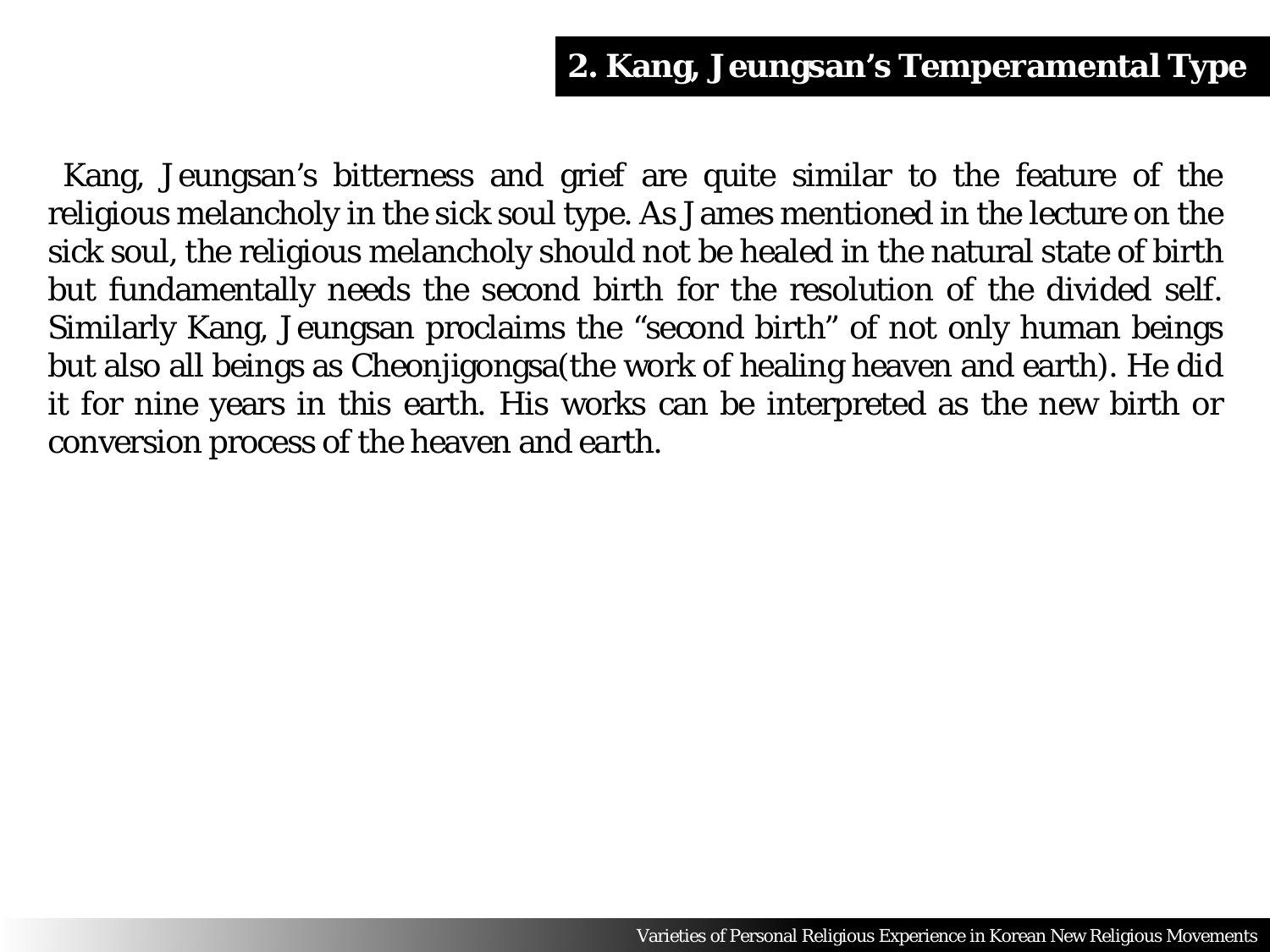## 2. Kang, Jeungsan's Temperamental Type

Kang, Jeungsan's bitterness and grief are quite similar to the feature of the religious melancholy in the sick soul type. As James mentioned in the lecture on the sick soul, the religious melancholy should not be healed in the natural state of birth but fundamentally needs the second birth for the resolution of the divided self. Similarly Kang, Jeungsan proclaims the "second birth" of not only human beings but also all beings as Cheonjigongsa(the work of healing heaven and earth). He did it for nine years in this earth. His works can be interpreted as the new birth or conversion process of the heaven and earth.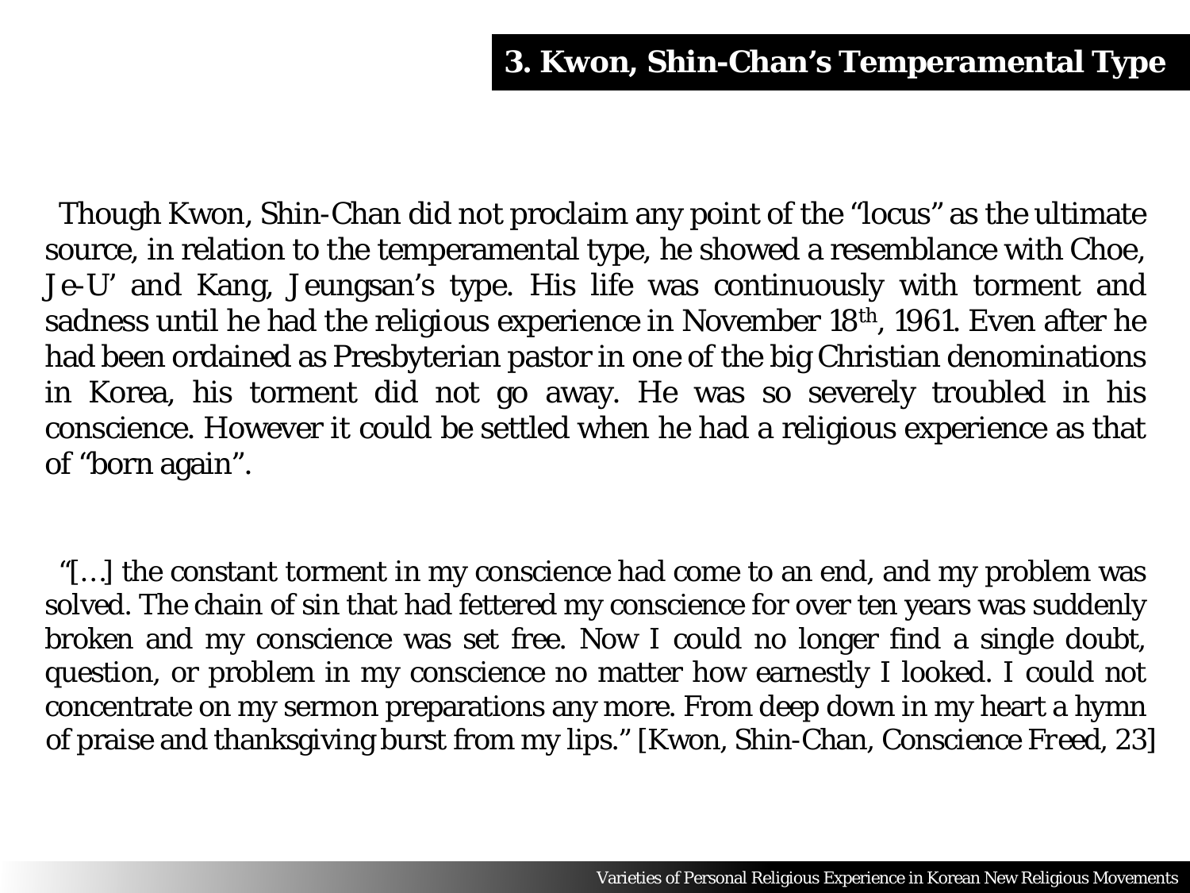## 3. Kwon, Shin-Chan's Temperamental Type

Though Kwon, Shin-Chan did not proclaim any point of the "locus" as the ultimate source, in relation to the temperamental type, he showed a resemblance with Choe, Je-U' and Kang, Jeungsan's type. His life was continuously with torment and sadness until he had the religious experience in November 18th, 1961. Even after he had been ordained as Presbyterian pastor in one of the big Christian denominations in Korea, his torment did not go away. He was so severely troubled in his conscience. However it could be settled when he had a religious experience as that of "born again".

"[…] the constant torment in my conscience had come to an end, and my problem was solved. The chain of sin that had fettered my conscience for over ten years was suddenly broken and my conscience was set free. Now I could no longer find a single doubt, question, or problem in my conscience no matter how earnestly I looked. I could not concentrate on my sermon preparations any more. From deep down in my heart a hymn of praise and thanksgiving burst from my lips." [Kwon, Shin-Chan, *Conscience Freed*, 23]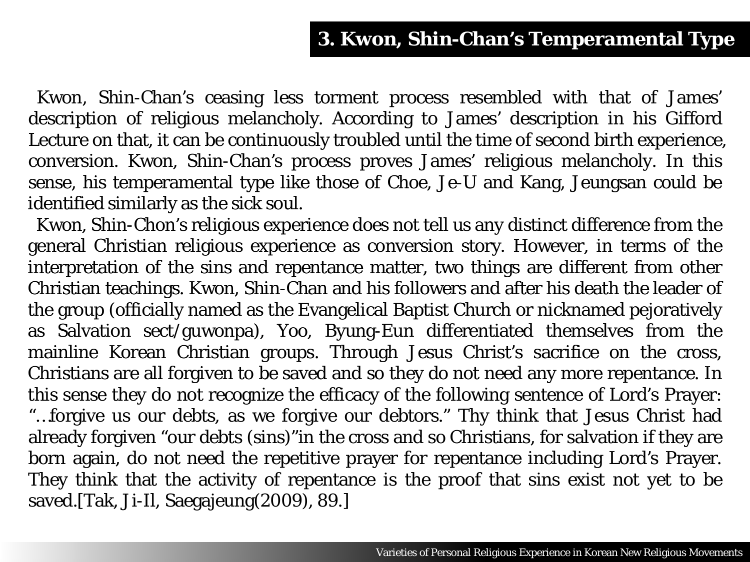# 3. Kwon, Shin-Chan's Temperamental Type

Kwon, Shin-Chan's ceasing less torment process resembled with that of James' description of religious melancholy. According to James' description in his Gifford Lecture on that, it can be continuously troubled until the time of second birth experience, conversion. Kwon, Shin-Chan's process proves James' religious melancholy. In this sense, his temperamental type like those of Choe, Je-U and Kang, Jeungsan could be identified similarly as the sick soul.

Kwon, Shin-Chon's religious experience does not tell us any distinct difference from the general Christian religious experience as conversion story. However, in terms of the interpretation of the sins and repentance matter, two things are different from other Christian teachings. Kwon, Shin-Chan and his followers and after his death the leader of the group (officially named as the Evangelical Baptist Church or nicknamed pejoratively as Salvation sect/guwonpa), Yoo, Byung-Eun differentiated themselves from the mainline Korean Christian groups. Through Jesus Christ's sacrifice on the cross, Christians are all forgiven to be saved and so they do not need any more repentance. In this sense they do not recognize the efficacy of the following sentence of Lord's Prayer: "…forgive us our debts, as we forgive our debtors." Thy think that Jesus Christ had already forgiven "our debts (sins)"in the cross and so Christians, for salvation if they are born again, do not need the repetitive prayer for repentance including Lord's Prayer. They think that the activity of repentance is the proof that sins exist not yet to be saved.[Tak, Ji-Il, Saegajeung(2009), 89.]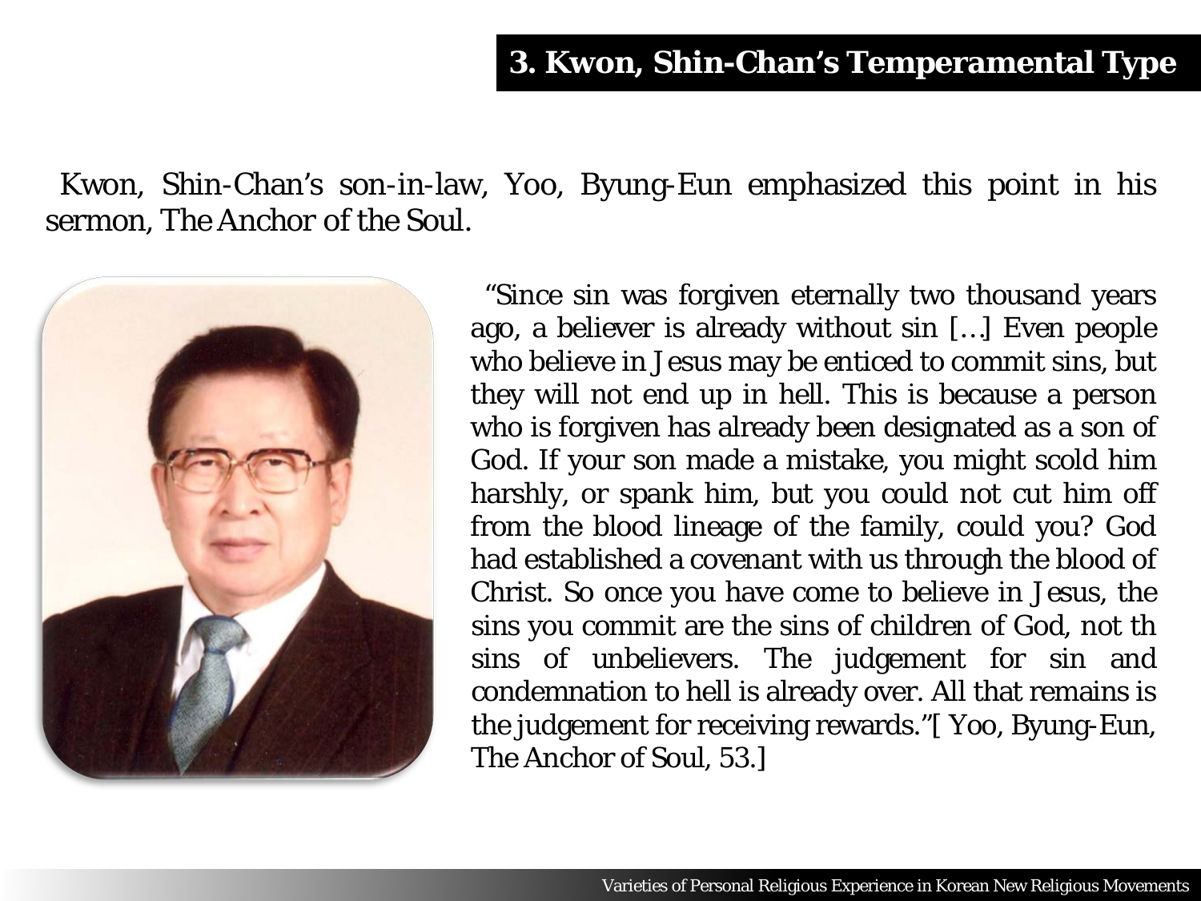# 3. Kwon, Shin-Chan's Temperamental Type

Kwon, Shin-Chan's son-in-law, Yoo, Byung-Eun emphasized this point in his sermon, The Anchor of the Soul.

"Since sin was forgiven eternally two thousand years ago, a believer is already without sin […] Even people who believe in Jesus may be enticed to commit sins, but they will not end up in hell. This is because a person who is forgiven has already been designated as a son of God. If your son made a mistake, you might scold him harshly, or spank him, but you could not cut him off from the blood lineage of the family, could you? God had established a covenant with us through the blood of Christ. So once you have come to believe in Jesus, the sins you commit are the sins of children of God, not th sins of unbelievers. The judgement for sin and condemnation to hell is already over. All that remains is the judgement for receiving rewards."[ Yoo, Byung-Eun, The Anchor of Soul, 53.]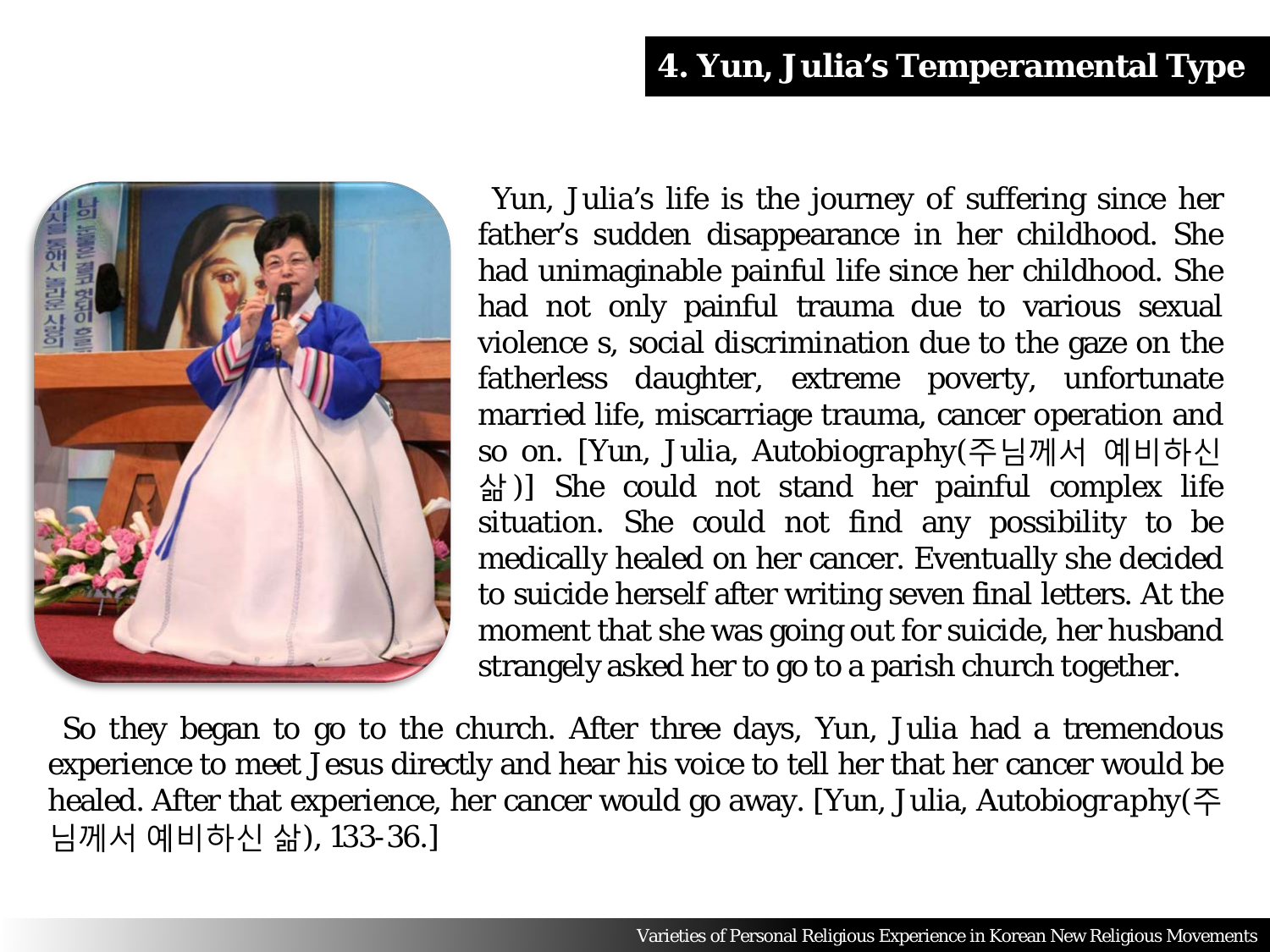## 4. Yun, Julia's Temperamental Type

Yun, Julia's life is the journey of suffering since her father's sudden disappearance in her childhood. She had unimaginable painful life since her childhood. She had not only painful trauma due to various sexual violence s, social discrimination due to the gaze on the fatherless daughter, extreme poverty, unfortunate married life, miscarriage trauma, cancer operation and so on. [Yun, Julia, *Autobiography*(주님께서 예비하신 삶)] She could not stand her painful complex life situation. She could not find any possibility to be medically healed on her cancer. Eventually she decided to suicide herself after writing seven final letters. At the moment that she was going out for suicide, her husband strangely asked her to go to a parish church together.

So they began to go to the church. After three days, Yun, Julia had a tremendous experience to meet Jesus directly and hear his voice to tell her that her cancer would be healed. After that experience, her cancer would go away. [Yun, Julia, *Autobiography*(주님께서 예비하신 삶), 133-36.]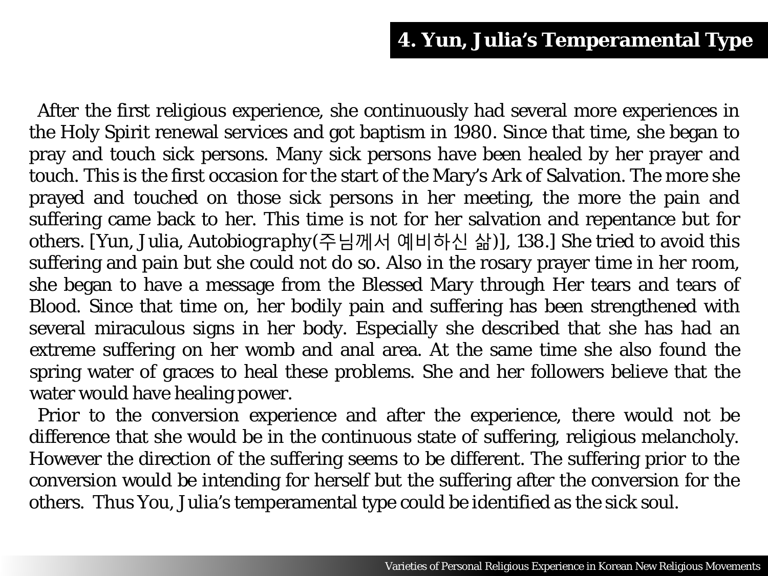## 4. Yun, Julia's Temperamental Type

After the first religious experience, she continuously had several more experiences in the Holy Spirit renewal services and got baptism in 1980. Since that time, she began to pray and touch sick persons. Many sick persons have been healed by her prayer and touch. This is the first occasion for the start of the Mary's Ark of Salvation. The more she prayed and touched on those sick persons in her meeting, the more the pain and suffering came back to her. This time is not for her salvation and repentance but for others. [Yun, Julia, Autobiography(주님께서 예비하신 삶)], 138.] She tried to avoid this suffering and pain but she could not do so. Also in the rosary prayer time in her room, she began to have a message from the Blessed Mary through Her tears and tears of Blood. Since that time on, her bodily pain and suffering has been strengthened with several miraculous signs in her body. Especially she described that she has had an extreme suffering on her womb and anal area. At the same time she also found the spring water of graces to heal these problems. She and her followers believe that the water would have healing power.

Prior to the conversion experience and after the experience, there would not be difference that she would be in the continuous state of suffering, religious melancholy. However the direction of the suffering seems to be different. The suffering prior to the conversion would be intending for herself but the suffering after the conversion for the others. Thus You, Julia's temperamental type could be identified as the sick soul.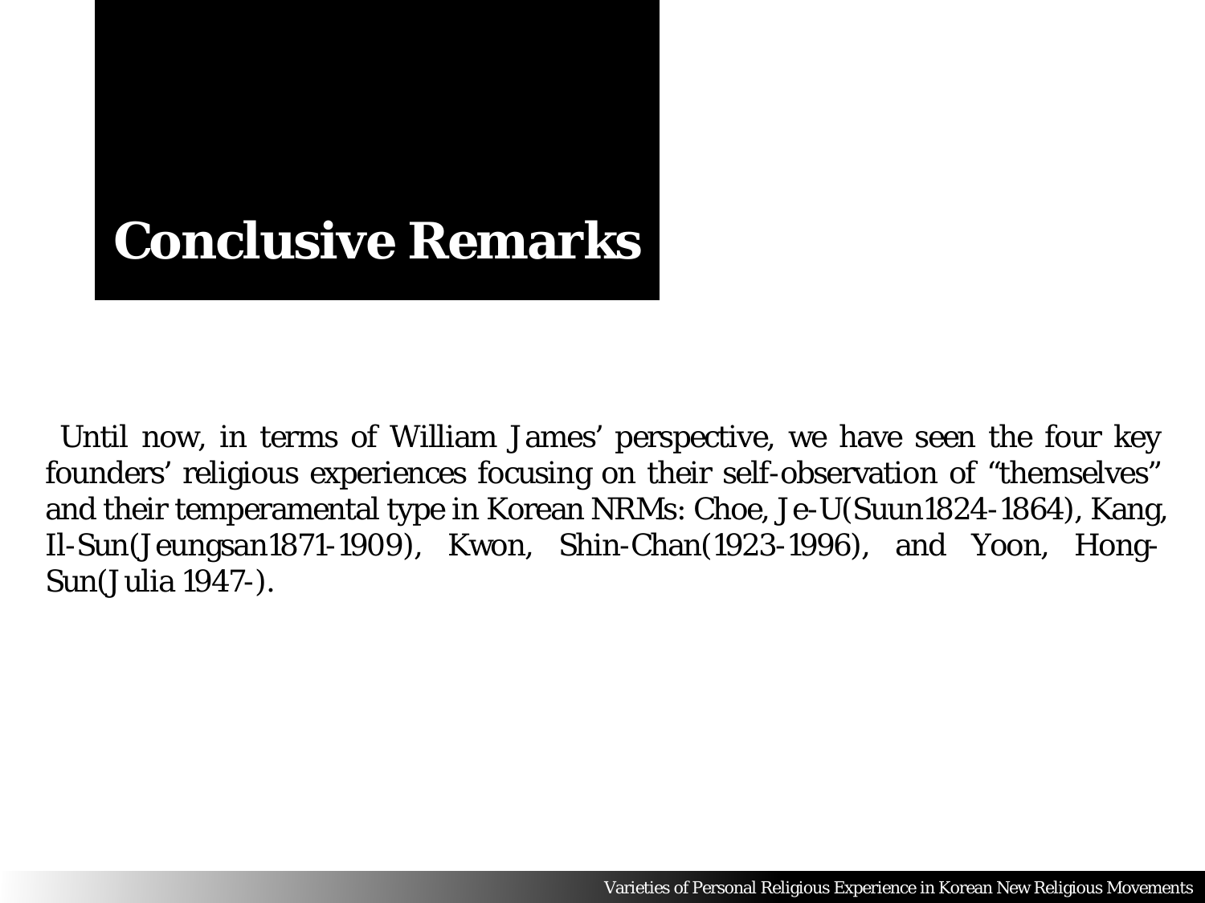# Conclusive Remarks

Until now, in terms of William James' perspective, we have seen the four key founders' religious experiences focusing on their self-observation of "themselves" and their temperamental type in Korean NRMs: Choe, Je-U(Suun1824-1864), Kang, Il-Sun(Jeungsan1871-1909), Kwon, Shin-Chan(1923-1996), and Yoon, Hong-Sun(Julia 1947-).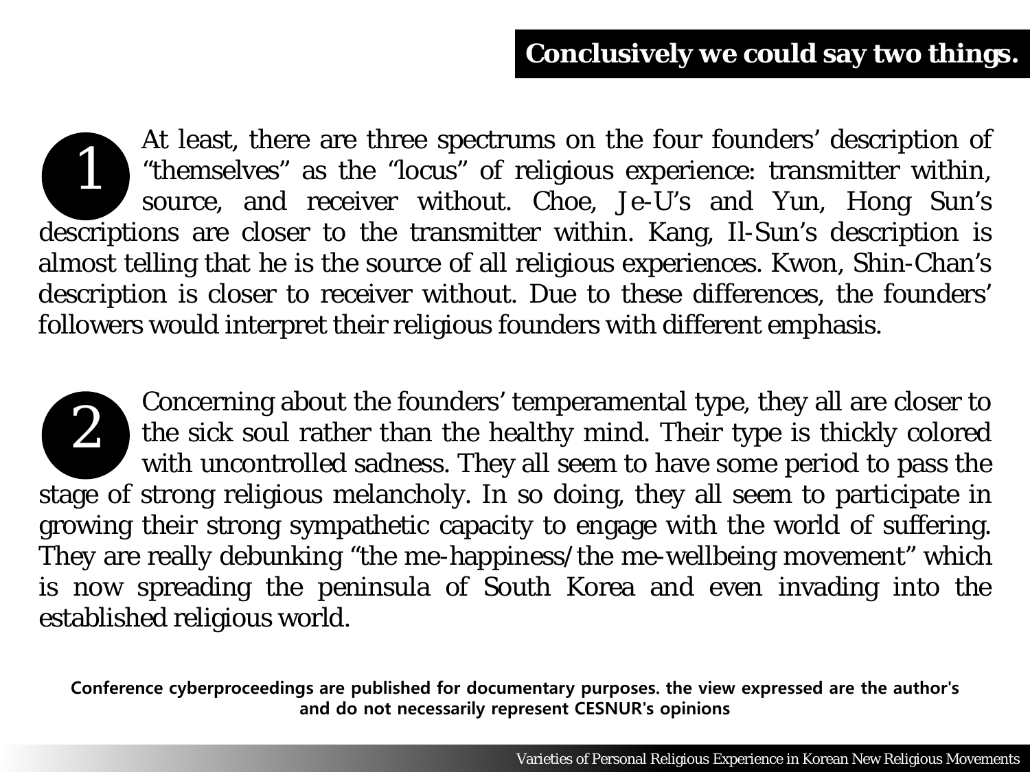## Conclusively we could say two things.

1. At least, there are three spectrums on the four founders' description of "themselves" as the "locus" of religious experience: transmitter within, source, and receiver without. Choe, Je-U's and Yun, Hong Sun's descriptions are closer to the transmitter within. Kang, Il-Sun's description is almost telling that he is the source of all religious experiences. Kwon, Shin-Chan's description is closer to receiver without. Due to these differences, the founders' followers would interpret their religious founders with different emphasis.

2. Concerning about the founders' temperamental type, they all are closer to the sick soul rather than the healthy mind. Their type is thickly colored with uncontrolled sadness. They all seem to have some period to pass the stage of strong religious melancholy. In so doing, they all seem to participate in growing their strong sympathetic capacity to engage with the world of suffering. They are really debunking "the me-happiness/the me-wellbeing movement" which is now spreading the peninsula of South Korea and even invading into the established religious world.

**Conference cyberproceedings are published for documentary purposes. the view expressed are the author's and do not necessarily represent CESNUR's opinions**